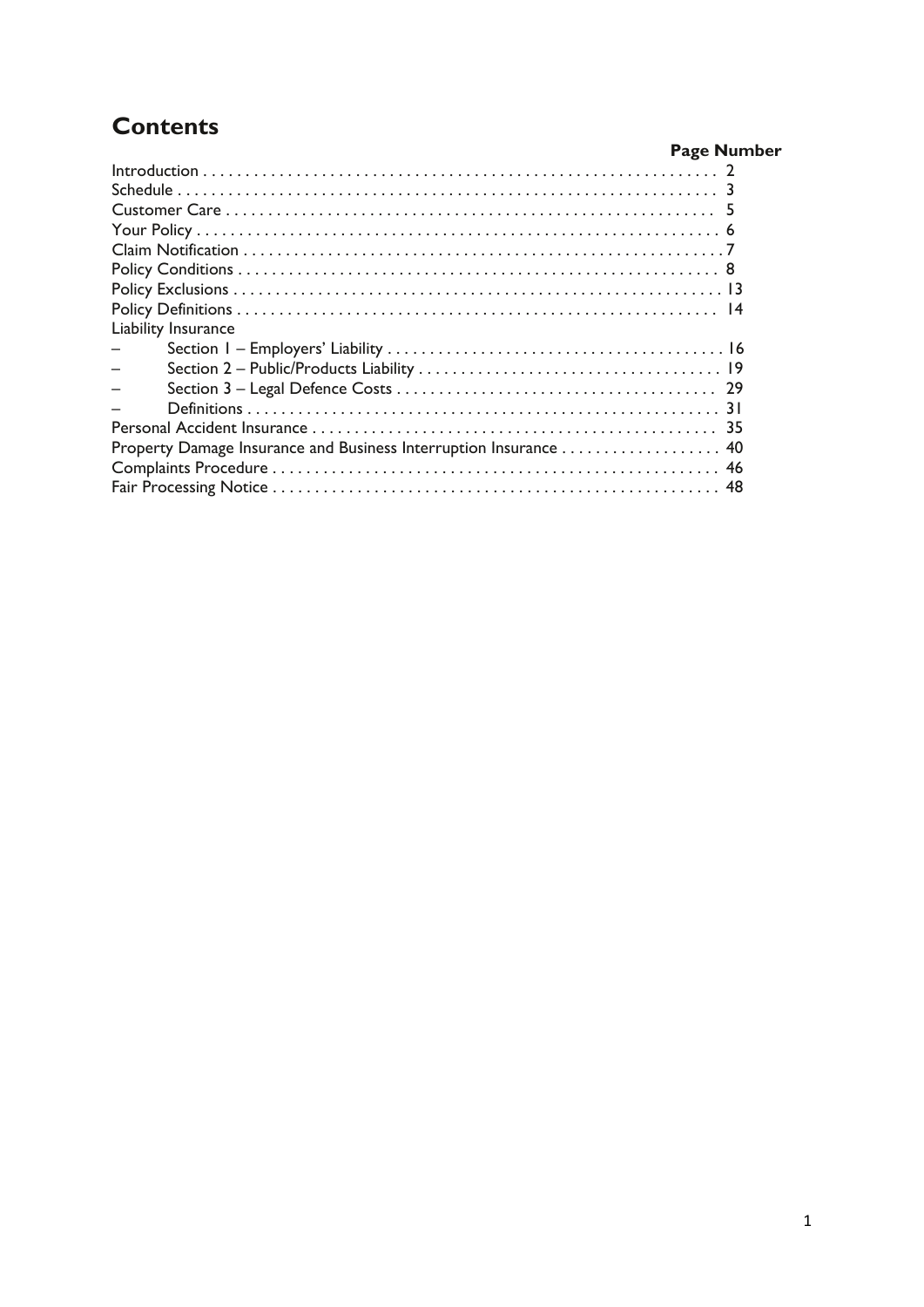# Contents

| | Page Number |
|---|---|
| Introduction | 2 |
| Schedule | 3 |
| Customer Care | 5 |
| Your Policy | 6 |
| Claim Notification | 7 |
| Policy Conditions | 8 |
| Policy Exclusions | 13 |
| Policy Definitions | 14 |
| Liability Insurance | |
| – Section 1 – Employers' Liability | 16 |
| – Section 2 – Public/Products Liability | 19 |
| – Section 3 – Legal Defence Costs | 29 |
| – Definitions | 31 |
| Personal Accident Insurance | 35 |
| Property Damage Insurance and Business Interruption Insurance | 40 |
| Complaints Procedure | 46 |
| Fair Processing Notice | 48 |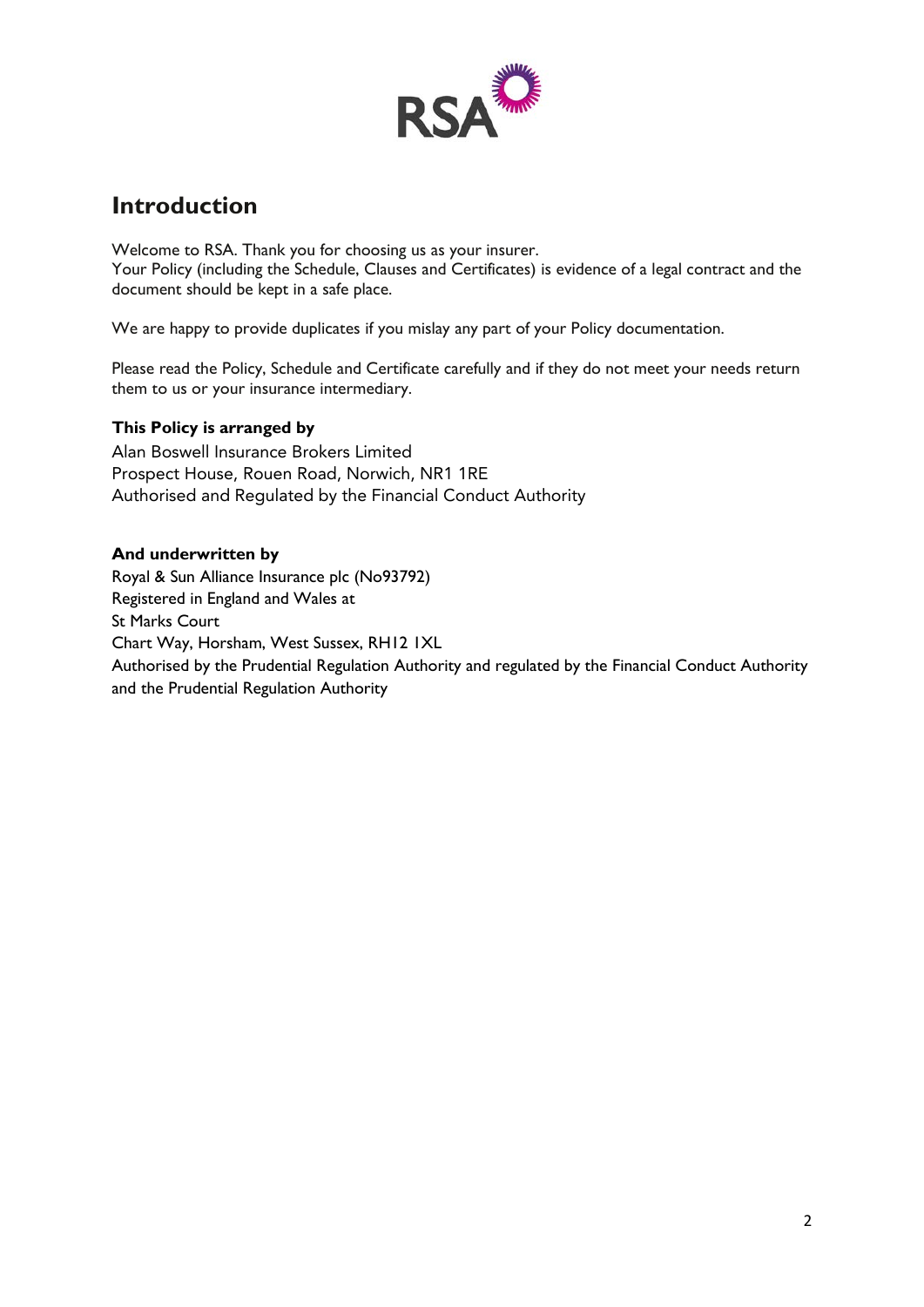## Introduction

Welcome to RSA. Thank you for choosing us as your insurer.
Your Policy (including the Schedule, Clauses and Certificates) is evidence of a legal contract and the document should be kept in a safe place.

We are happy to provide duplicates if you mislay any part of your Policy documentation.

Please read the Policy, Schedule and Certificate carefully and if they do not meet your needs return them to us or your insurance intermediary.

**This Policy is arranged by**

Alan Boswell Insurance Brokers Limited
Prospect House, Rouen Road, Norwich, NR1 1RE
Authorised and Regulated by the Financial Conduct Authority

**And underwritten by**

Royal & Sun Alliance Insurance plc (No93792)
Registered in England and Wales at
St Marks Court
Chart Way, Horsham, West Sussex, RH12 1XL
Authorised by the Prudential Regulation Authority and regulated by the Financial Conduct Authority and the Prudential Regulation Authority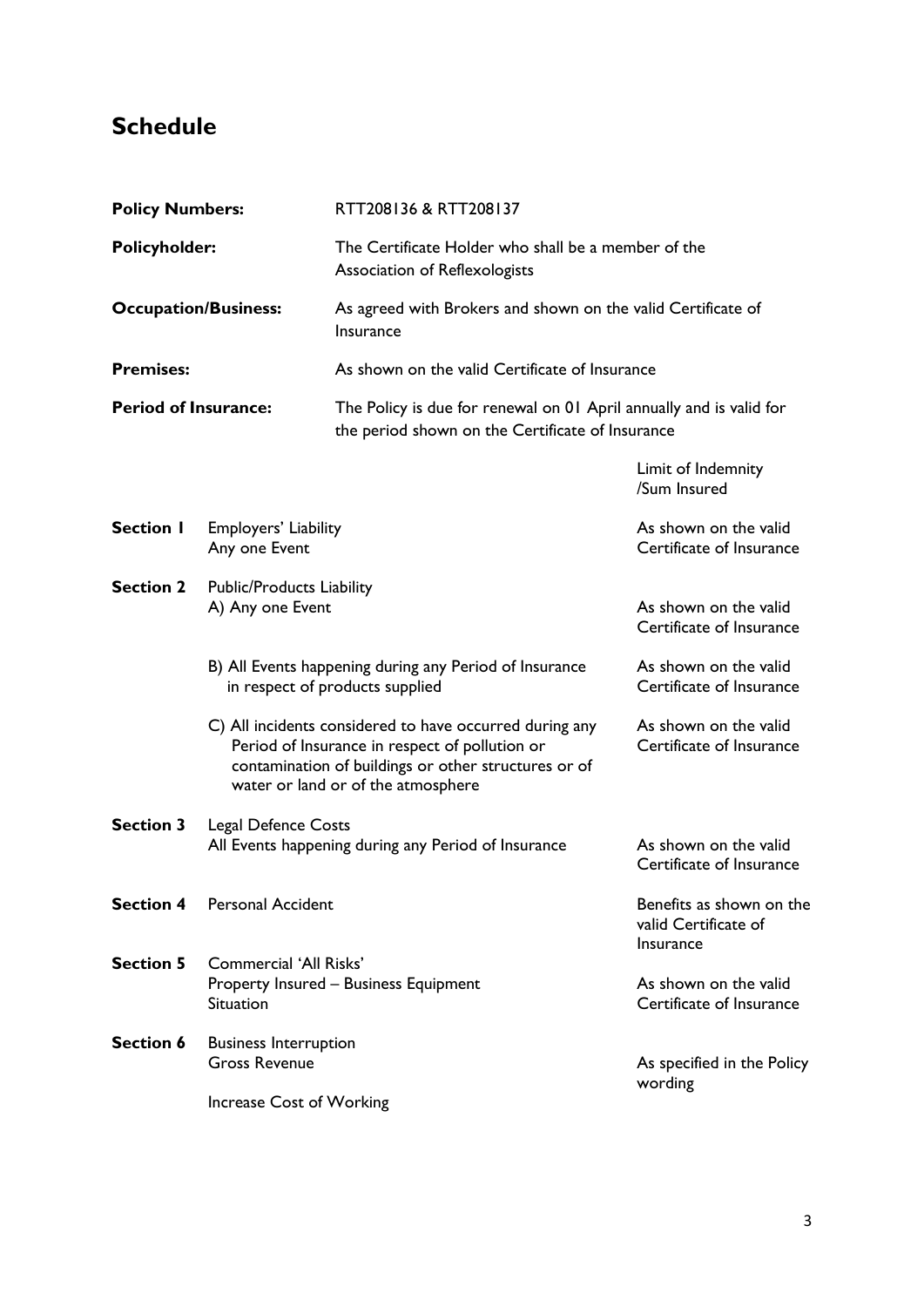# Schedule

| | |
|---|---|
| **Policy Numbers:** | RTT208136 & RTT208137 |
| **Policyholder:** | The Certificate Holder who shall be a member of the Association of Reflexologists |
| **Occupation/Business:** | As agreed with Brokers and shown on the valid Certificate of Insurance |
| **Premises:** | As shown on the valid Certificate of Insurance |
| **Period of Insurance:** | The Policy is due for renewal on 01 April annually and is valid for the period shown on the Certificate of Insurance |

| | | Limit of Indemnity /Sum Insured |
|---|---|---|
| **Section 1** | Employers' Liability<br>Any one Event | As shown on the valid Certificate of Insurance |
| **Section 2** | Public/Products Liability<br>A) Any one Event | As shown on the valid Certificate of Insurance |
| | B) All Events happening during any Period of Insurance in respect of products supplied | As shown on the valid Certificate of Insurance |
| | C) All incidents considered to have occurred during any Period of Insurance in respect of pollution or contamination of buildings or other structures or of water or land or of the atmosphere | As shown on the valid Certificate of Insurance |
| **Section 3** | Legal Defence Costs<br>All Events happening during any Period of Insurance | As shown on the valid Certificate of Insurance |
| **Section 4** | Personal Accident | Benefits as shown on the valid Certificate of Insurance |
| **Section 5** | Commercial 'All Risks'<br>Property Insured – Business Equipment<br>Situation | As shown on the valid Certificate of Insurance |
| **Section 6** | Business Interruption<br>Gross Revenue<br><br>Increase Cost of Working | As specified in the Policy wording |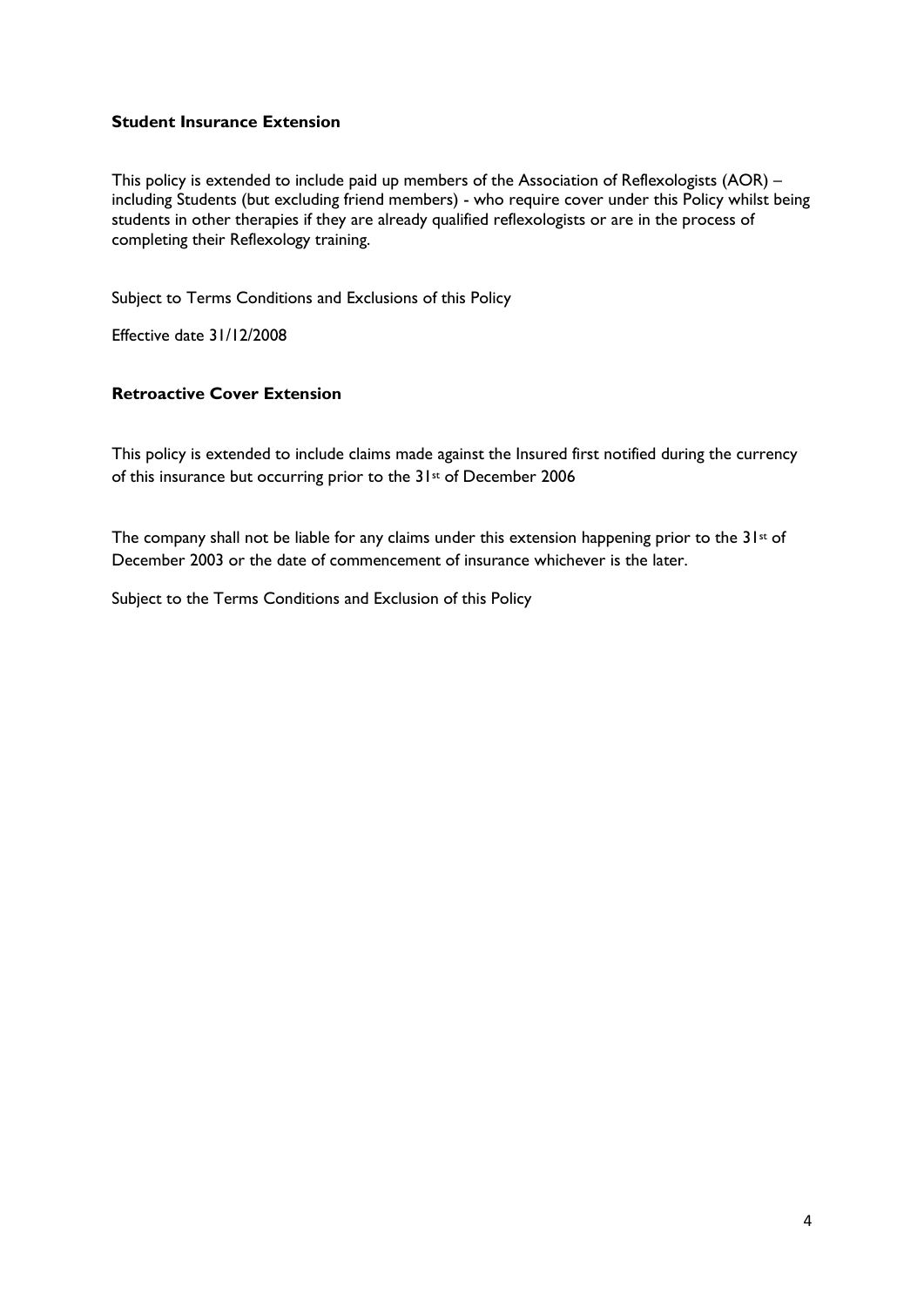**Student Insurance Extension**

This policy is extended to include paid up members of the Association of Reflexologists (AOR) – including Students (but excluding friend members) - who require cover under this Policy whilst being students in other therapies if they are already qualified reflexologists or are in the process of completing their Reflexology training.

Subject to Terms Conditions and Exclusions of this Policy

Effective date 31/12/2008

**Retroactive Cover Extension**

This policy is extended to include claims made against the Insured first notified during the currency of this insurance but occurring prior to the 31st of December 2006

The company shall not be liable for any claims under this extension happening prior to the 31st of December 2003 or the date of commencement of insurance whichever is the later.

Subject to the Terms Conditions and Exclusion of this Policy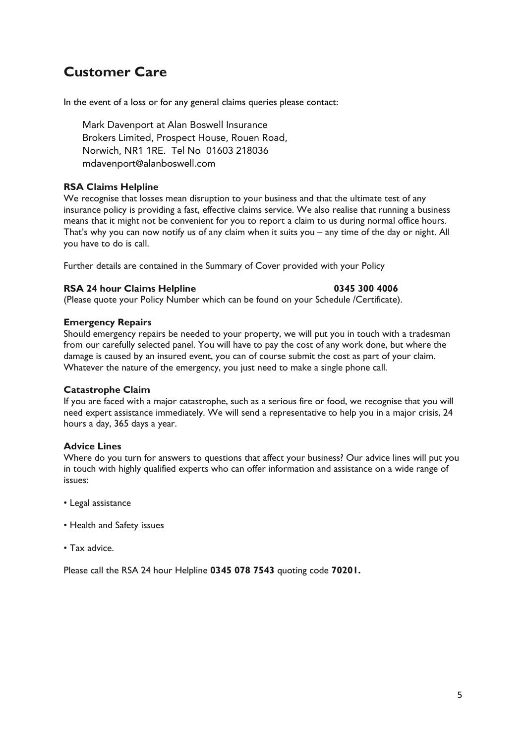# Customer Care

In the event of a loss or for any general claims queries please contact:

Mark Davenport at Alan Boswell Insurance
Brokers Limited, Prospect House, Rouen Road,
Norwich, NR1 1RE. Tel No 01603 218036
mdavenport@alanboswell.com

**RSA Claims Helpline**

We recognise that losses mean disruption to your business and that the ultimate test of any insurance policy is providing a fast, effective claims service. We also realise that running a business means that it might not be convenient for you to report a claim to us during normal office hours. That's why you can now notify us of any claim when it suits you – any time of the day or night. All you have to do is call.

Further details are contained in the Summary of Cover provided with your Policy

**RSA 24 hour Claims Helpline** **0345 300 4006**

(Please quote your Policy Number which can be found on your Schedule /Certificate).

**Emergency Repairs**

Should emergency repairs be needed to your property, we will put you in touch with a tradesman from our carefully selected panel. You will have to pay the cost of any work done, but where the damage is caused by an insured event, you can of course submit the cost as part of your claim. Whatever the nature of the emergency, you just need to make a single phone call.

**Catastrophe Claim**

If you are faced with a major catastrophe, such as a serious fire or food, we recognise that you will need expert assistance immediately. We will send a representative to help you in a major crisis, 24 hours a day, 365 days a year.

**Advice Lines**

Where do you turn for answers to questions that affect your business? Our advice lines will put you in touch with highly qualified experts who can offer information and assistance on a wide range of issues:

- Legal assistance
- Health and Safety issues
- Tax advice.

Please call the RSA 24 hour Helpline **0345 078 7543** quoting code **70201.**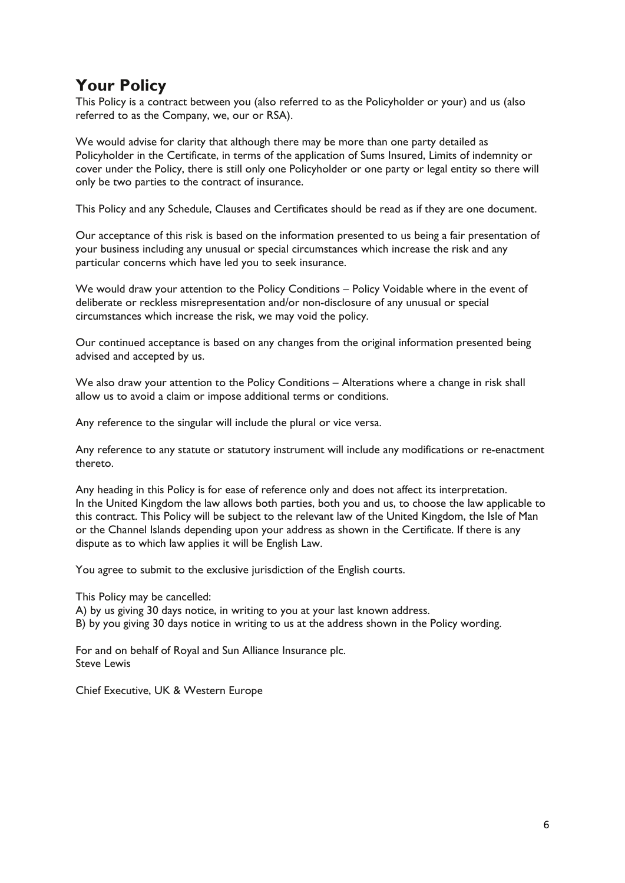## Your Policy

This Policy is a contract between you (also referred to as the Policyholder or your) and us (also referred to as the Company, we, our or RSA).

We would advise for clarity that although there may be more than one party detailed as Policyholder in the Certificate, in terms of the application of Sums Insured, Limits of indemnity or cover under the Policy, there is still only one Policyholder or one party or legal entity so there will only be two parties to the contract of insurance.

This Policy and any Schedule, Clauses and Certificates should be read as if they are one document.

Our acceptance of this risk is based on the information presented to us being a fair presentation of your business including any unusual or special circumstances which increase the risk and any particular concerns which have led you to seek insurance.

We would draw your attention to the Policy Conditions – Policy Voidable where in the event of deliberate or reckless misrepresentation and/or non-disclosure of any unusual or special circumstances which increase the risk, we may void the policy.

Our continued acceptance is based on any changes from the original information presented being advised and accepted by us.

We also draw your attention to the Policy Conditions – Alterations where a change in risk shall allow us to avoid a claim or impose additional terms or conditions.

Any reference to the singular will include the plural or vice versa.

Any reference to any statute or statutory instrument will include any modifications or re-enactment thereto.

Any heading in this Policy is for ease of reference only and does not affect its interpretation.
In the United Kingdom the law allows both parties, both you and us, to choose the law applicable to this contract. This Policy will be subject to the relevant law of the United Kingdom, the Isle of Man or the Channel Islands depending upon your address as shown in the Certificate. If there is any dispute as to which law applies it will be English Law.

You agree to submit to the exclusive jurisdiction of the English courts.

This Policy may be cancelled:
A) by us giving 30 days notice, in writing to you at your last known address.
B) by you giving 30 days notice in writing to us at the address shown in the Policy wording.

For and on behalf of Royal and Sun Alliance Insurance plc.
Steve Lewis

Chief Executive, UK & Western Europe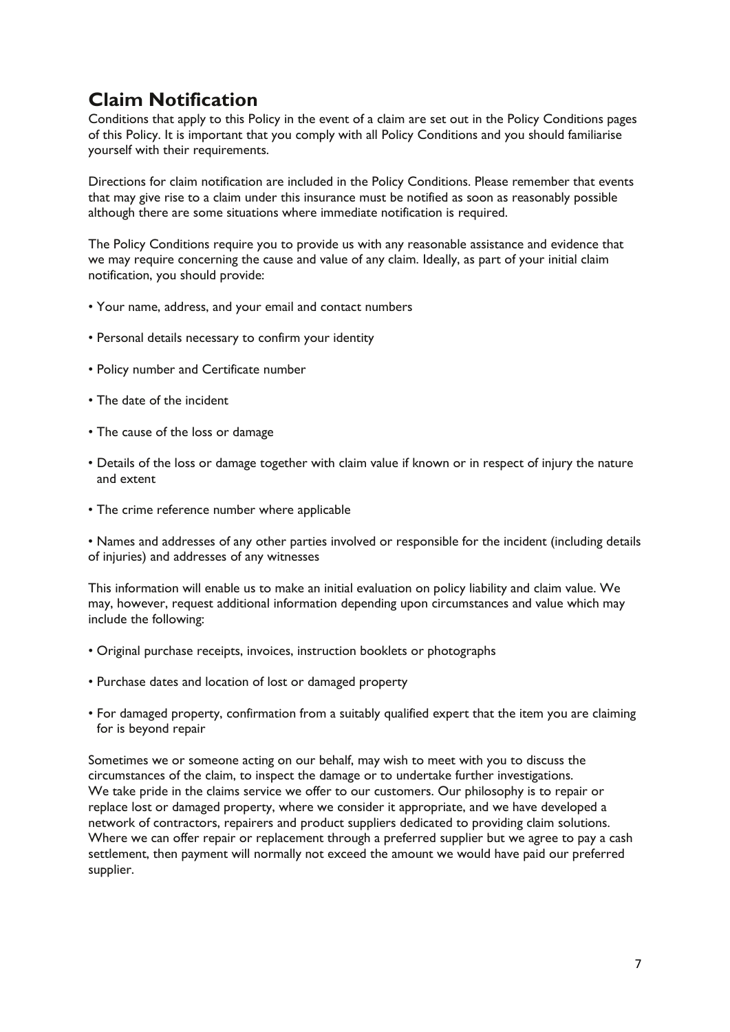## Claim Notification

Conditions that apply to this Policy in the event of a claim are set out in the Policy Conditions pages of this Policy. It is important that you comply with all Policy Conditions and you should familiarise yourself with their requirements.

Directions for claim notification are included in the Policy Conditions. Please remember that events that may give rise to a claim under this insurance must be notified as soon as reasonably possible although there are some situations where immediate notification is required.

The Policy Conditions require you to provide us with any reasonable assistance and evidence that we may require concerning the cause and value of any claim. Ideally, as part of your initial claim notification, you should provide:

- Your name, address, and your email and contact numbers
- Personal details necessary to confirm your identity
- Policy number and Certificate number
- The date of the incident
- The cause of the loss or damage
- Details of the loss or damage together with claim value if known or in respect of injury the nature and extent
- The crime reference number where applicable
- Names and addresses of any other parties involved or responsible for the incident (including details of injuries) and addresses of any witnesses

This information will enable us to make an initial evaluation on policy liability and claim value. We may, however, request additional information depending upon circumstances and value which may include the following:

- Original purchase receipts, invoices, instruction booklets or photographs
- Purchase dates and location of lost or damaged property
- For damaged property, confirmation from a suitably qualified expert that the item you are claiming for is beyond repair

Sometimes we or someone acting on our behalf, may wish to meet with you to discuss the circumstances of the claim, to inspect the damage or to undertake further investigations.
We take pride in the claims service we offer to our customers. Our philosophy is to repair or replace lost or damaged property, where we consider it appropriate, and we have developed a network of contractors, repairers and product suppliers dedicated to providing claim solutions. Where we can offer repair or replacement through a preferred supplier but we agree to pay a cash settlement, then payment will normally not exceed the amount we would have paid our preferred supplier.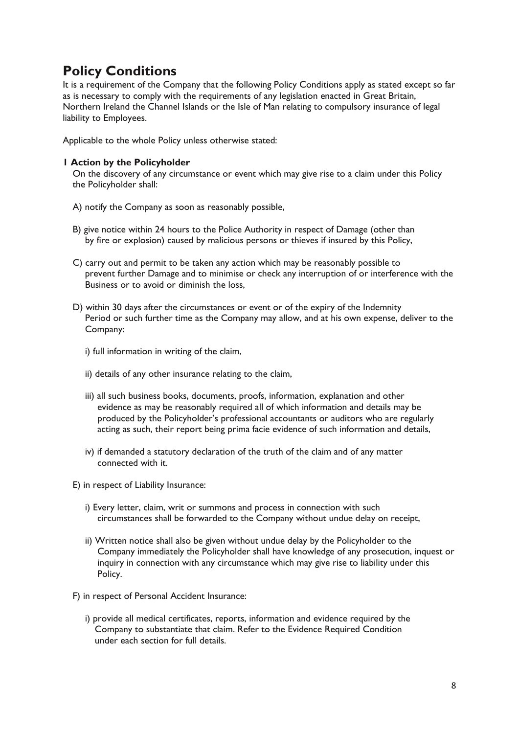# Policy Conditions

It is a requirement of the Company that the following Policy Conditions apply as stated except so far as is necessary to comply with the requirements of any legislation enacted in Great Britain, Northern Ireland the Channel Islands or the Isle of Man relating to compulsory insurance of legal liability to Employees.

Applicable to the whole Policy unless otherwise stated:

**1 Action by the Policyholder**

On the discovery of any circumstance or event which may give rise to a claim under this Policy the Policyholder shall:

A) notify the Company as soon as reasonably possible,

B) give notice within 24 hours to the Police Authority in respect of Damage (other than by fire or explosion) caused by malicious persons or thieves if insured by this Policy,

C) carry out and permit to be taken any action which may be reasonably possible to prevent further Damage and to minimise or check any interruption of or interference with the Business or to avoid or diminish the loss,

D) within 30 days after the circumstances or event or of the expiry of the Indemnity Period or such further time as the Company may allow, and at his own expense, deliver to the Company:

i) full information in writing of the claim,

ii) details of any other insurance relating to the claim,

iii) all such business books, documents, proofs, information, explanation and other evidence as may be reasonably required all of which information and details may be produced by the Policyholder's professional accountants or auditors who are regularly acting as such, their report being prima facie evidence of such information and details,

iv) if demanded a statutory declaration of the truth of the claim and of any matter connected with it.

E) in respect of Liability Insurance:

i) Every letter, claim, writ or summons and process in connection with such circumstances shall be forwarded to the Company without undue delay on receipt,

ii) Written notice shall also be given without undue delay by the Policyholder to the Company immediately the Policyholder shall have knowledge of any prosecution, inquest or inquiry in connection with any circumstance which may give rise to liability under this Policy.

F) in respect of Personal Accident Insurance:

i) provide all medical certificates, reports, information and evidence required by the Company to substantiate that claim. Refer to the Evidence Required Condition under each section for full details.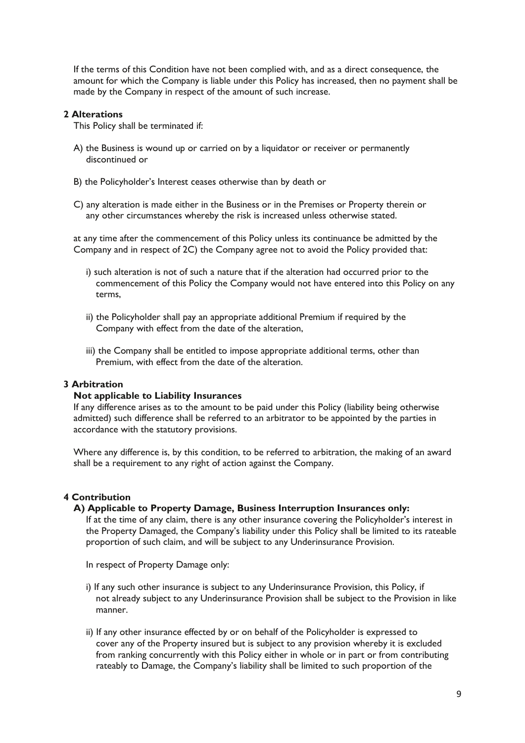If the terms of this Condition have not been complied with, and as a direct consequence, the amount for which the Company is liable under this Policy has increased, then no payment shall be made by the Company in respect of the amount of such increase.

## 2 Alterations

This Policy shall be terminated if:

A) the Business is wound up or carried on by a liquidator or receiver or permanently discontinued or

B) the Policyholder's Interest ceases otherwise than by death or

C) any alteration is made either in the Business or in the Premises or Property therein or any other circumstances whereby the risk is increased unless otherwise stated.

at any time after the commencement of this Policy unless its continuance be admitted by the Company and in respect of 2C) the Company agree not to avoid the Policy provided that:

i) such alteration is not of such a nature that if the alteration had occurred prior to the commencement of this Policy the Company would not have entered into this Policy on any terms,

ii) the Policyholder shall pay an appropriate additional Premium if required by the Company with effect from the date of the alteration,

iii) the Company shall be entitled to impose appropriate additional terms, other than Premium, with effect from the date of the alteration.

## 3 Arbitration

**Not applicable to Liability Insurances**

If any difference arises as to the amount to be paid under this Policy (liability being otherwise admitted) such difference shall be referred to an arbitrator to be appointed by the parties in accordance with the statutory provisions.

Where any difference is, by this condition, to be referred to arbitration, the making of an award shall be a requirement to any right of action against the Company.

## 4 Contribution

**A) Applicable to Property Damage, Business Interruption Insurances only:**

If at the time of any claim, there is any other insurance covering the Policyholder's interest in the Property Damaged, the Company's liability under this Policy shall be limited to its rateable proportion of such claim, and will be subject to any Underinsurance Provision.

In respect of Property Damage only:

i) If any such other insurance is subject to any Underinsurance Provision, this Policy, if not already subject to any Underinsurance Provision shall be subject to the Provision in like manner.

ii) If any other insurance effected by or on behalf of the Policyholder is expressed to cover any of the Property insured but is subject to any provision whereby it is excluded from ranking concurrently with this Policy either in whole or in part or from contributing rateably to Damage, the Company's liability shall be limited to such proportion of the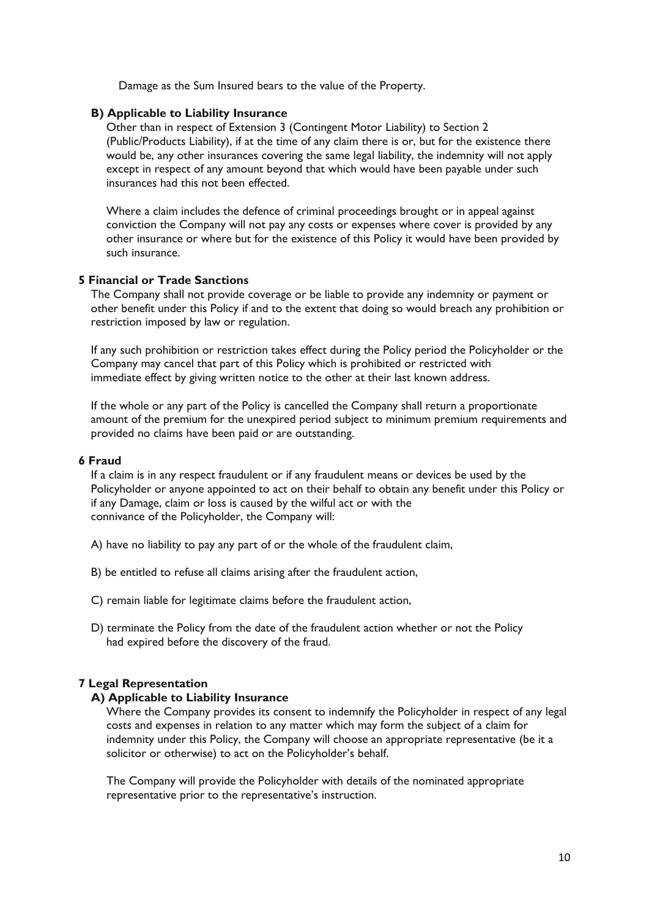Damage as the Sum Insured bears to the value of the Property.

**B) Applicable to Liability Insurance**

Other than in respect of Extension 3 (Contingent Motor Liability) to Section 2 (Public/Products Liability), if at the time of any claim there is or, but for the existence there would be, any other insurances covering the same legal liability, the indemnity will not apply except in respect of any amount beyond that which would have been payable under such insurances had this not been effected.

Where a claim includes the defence of criminal proceedings brought or in appeal against conviction the Company will not pay any costs or expenses where cover is provided by any other insurance or where but for the existence of this Policy it would have been provided by such insurance.

**5 Financial or Trade Sanctions**

The Company shall not provide coverage or be liable to provide any indemnity or payment or other benefit under this Policy if and to the extent that doing so would breach any prohibition or restriction imposed by law or regulation.

If any such prohibition or restriction takes effect during the Policy period the Policyholder or the Company may cancel that part of this Policy which is prohibited or restricted with immediate effect by giving written notice to the other at their last known address.

If the whole or any part of the Policy is cancelled the Company shall return a proportionate amount of the premium for the unexpired period subject to minimum premium requirements and provided no claims have been paid or are outstanding.

**6 Fraud**

If a claim is in any respect fraudulent or if any fraudulent means or devices be used by the Policyholder or anyone appointed to act on their behalf to obtain any benefit under this Policy or if any Damage, claim or loss is caused by the wilful act or with the connivance of the Policyholder, the Company will:

A) have no liability to pay any part of or the whole of the fraudulent claim,

B) be entitled to refuse all claims arising after the fraudulent action,

C) remain liable for legitimate claims before the fraudulent action,

D) terminate the Policy from the date of the fraudulent action whether or not the Policy had expired before the discovery of the fraud.

**7 Legal Representation**

**A) Applicable to Liability Insurance**

Where the Company provides its consent to indemnify the Policyholder in respect of any legal costs and expenses in relation to any matter which may form the subject of a claim for indemnity under this Policy, the Company will choose an appropriate representative (be it a solicitor or otherwise) to act on the Policyholder's behalf.

The Company will provide the Policyholder with details of the nominated appropriate representative prior to the representative's instruction.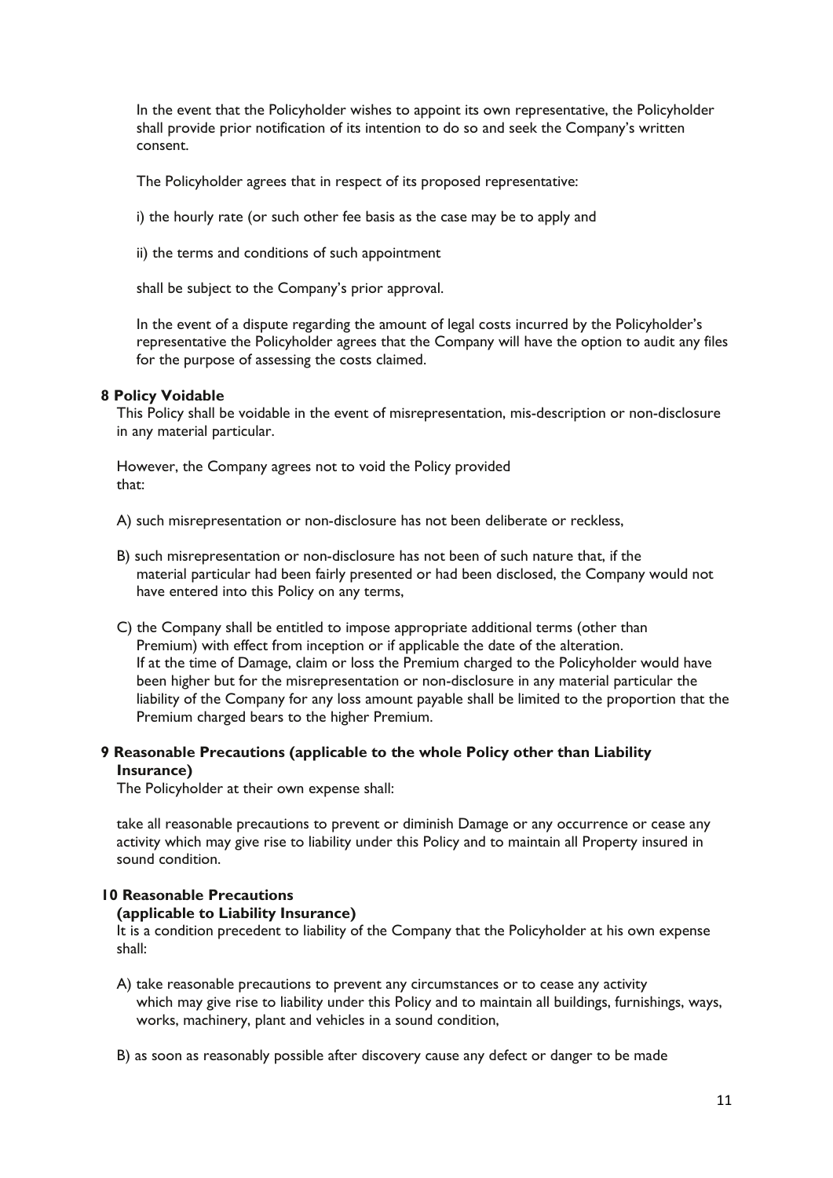In the event that the Policyholder wishes to appoint its own representative, the Policyholder shall provide prior notification of its intention to do so and seek the Company's written consent.

The Policyholder agrees that in respect of its proposed representative:

i) the hourly rate (or such other fee basis as the case may be to apply and

ii) the terms and conditions of such appointment

shall be subject to the Company's prior approval.

In the event of a dispute regarding the amount of legal costs incurred by the Policyholder's representative the Policyholder agrees that the Company will have the option to audit any files for the purpose of assessing the costs claimed.

**8 Policy Voidable**

This Policy shall be voidable in the event of misrepresentation, mis-description or non-disclosure in any material particular.

However, the Company agrees not to void the Policy provided that:

A) such misrepresentation or non-disclosure has not been deliberate or reckless,

B) such misrepresentation or non-disclosure has not been of such nature that, if the material particular had been fairly presented or had been disclosed, the Company would not have entered into this Policy on any terms,

C) the Company shall be entitled to impose appropriate additional terms (other than Premium) with effect from inception or if applicable the date of the alteration.
If at the time of Damage, claim or loss the Premium charged to the Policyholder would have been higher but for the misrepresentation or non-disclosure in any material particular the liability of the Company for any loss amount payable shall be limited to the proportion that the Premium charged bears to the higher Premium.

**9 Reasonable Precautions (applicable to the whole Policy other than Liability Insurance)**

The Policyholder at their own expense shall:

take all reasonable precautions to prevent or diminish Damage or any occurrence or cease any activity which may give rise to liability under this Policy and to maintain all Property insured in sound condition.

**10 Reasonable Precautions**
**(applicable to Liability Insurance)**

It is a condition precedent to liability of the Company that the Policyholder at his own expense shall:

A) take reasonable precautions to prevent any circumstances or to cease any activity which may give rise to liability under this Policy and to maintain all buildings, furnishings, ways, works, machinery, plant and vehicles in a sound condition,

B) as soon as reasonably possible after discovery cause any defect or danger to be made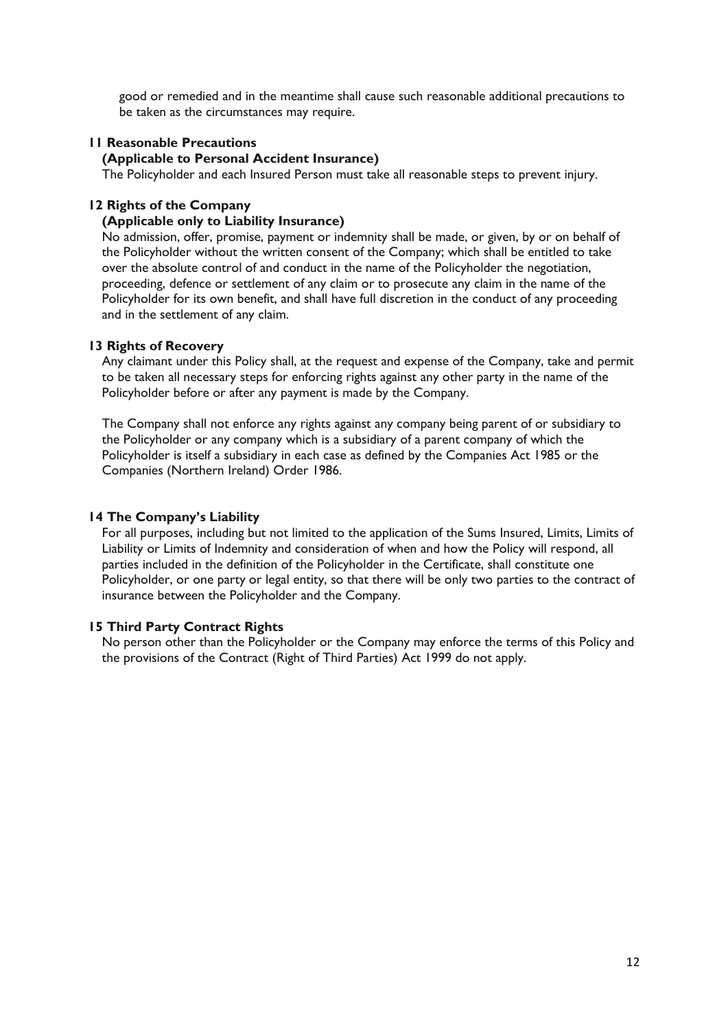good or remedied and in the meantime shall cause such reasonable additional precautions to be taken as the circumstances may require.

**11 Reasonable Precautions**

**(Applicable to Personal Accident Insurance)**

The Policyholder and each Insured Person must take all reasonable steps to prevent injury.

**12 Rights of the Company**

**(Applicable only to Liability Insurance)**

No admission, offer, promise, payment or indemnity shall be made, or given, by or on behalf of the Policyholder without the written consent of the Company; which shall be entitled to take over the absolute control of and conduct in the name of the Policyholder the negotiation, proceeding, defence or settlement of any claim or to prosecute any claim in the name of the Policyholder for its own benefit, and shall have full discretion in the conduct of any proceeding and in the settlement of any claim.

**13 Rights of Recovery**

Any claimant under this Policy shall, at the request and expense of the Company, take and permit to be taken all necessary steps for enforcing rights against any other party in the name of the Policyholder before or after any payment is made by the Company.

The Company shall not enforce any rights against any company being parent of or subsidiary to the Policyholder or any company which is a subsidiary of a parent company of which the Policyholder is itself a subsidiary in each case as defined by the Companies Act 1985 or the Companies (Northern Ireland) Order 1986.

**14 The Company's Liability**

For all purposes, including but not limited to the application of the Sums Insured, Limits, Limits of Liability or Limits of Indemnity and consideration of when and how the Policy will respond, all parties included in the definition of the Policyholder in the Certificate, shall constitute one Policyholder, or one party or legal entity, so that there will be only two parties to the contract of insurance between the Policyholder and the Company.

**15 Third Party Contract Rights**

No person other than the Policyholder or the Company may enforce the terms of this Policy and the provisions of the Contract (Right of Third Parties) Act 1999 do not apply.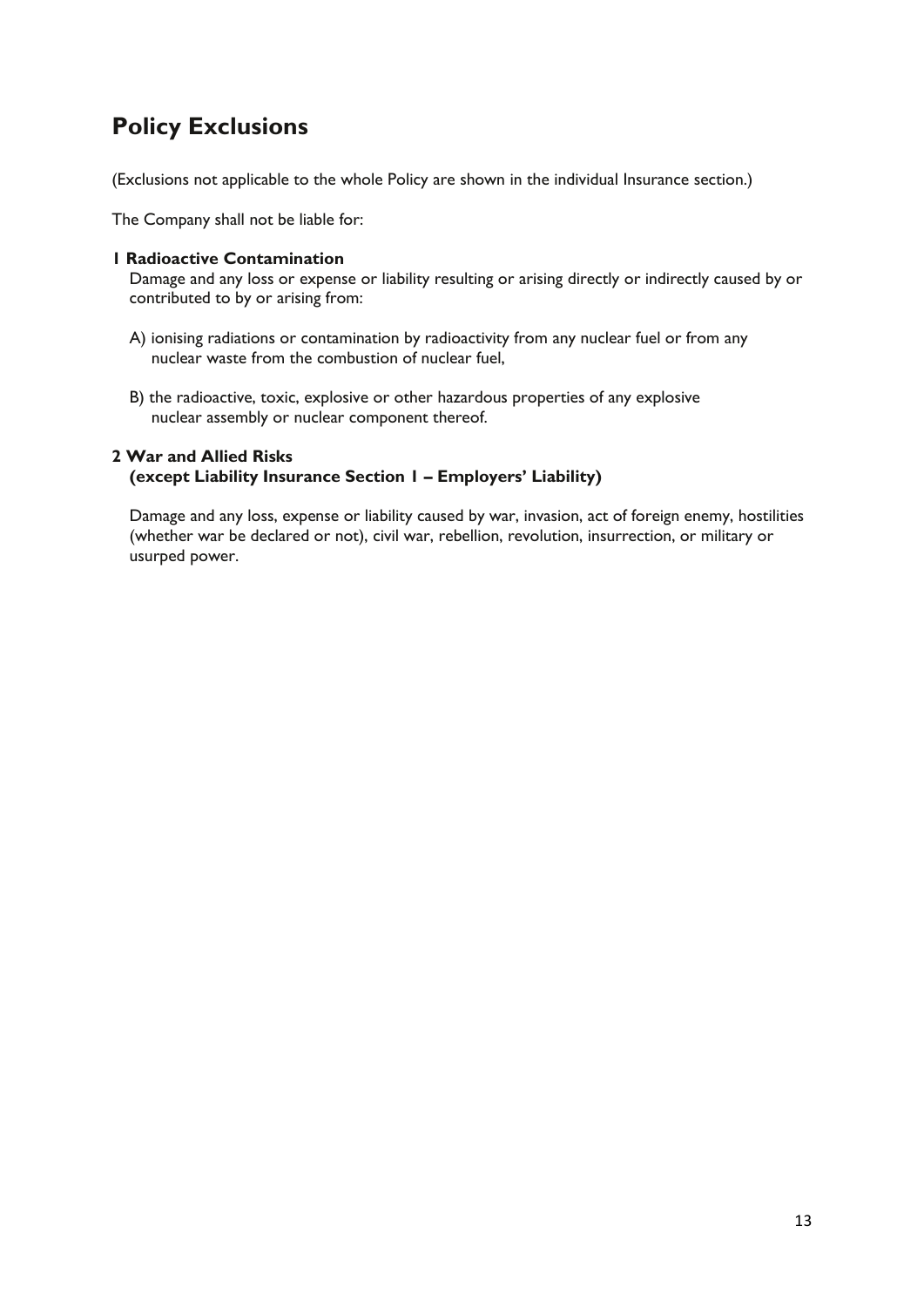# Policy Exclusions

(Exclusions not applicable to the whole Policy are shown in the individual Insurance section.)

The Company shall not be liable for:

**1 Radioactive Contamination**

Damage and any loss or expense or liability resulting or arising directly or indirectly caused by or contributed to by or arising from:

A) ionising radiations or contamination by radioactivity from any nuclear fuel or from any nuclear waste from the combustion of nuclear fuel,

B) the radioactive, toxic, explosive or other hazardous properties of any explosive nuclear assembly or nuclear component thereof.

**2 War and Allied Risks**
**(except Liability Insurance Section 1 – Employers' Liability)**

Damage and any loss, expense or liability caused by war, invasion, act of foreign enemy, hostilities (whether war be declared or not), civil war, rebellion, revolution, insurrection, or military or usurped power.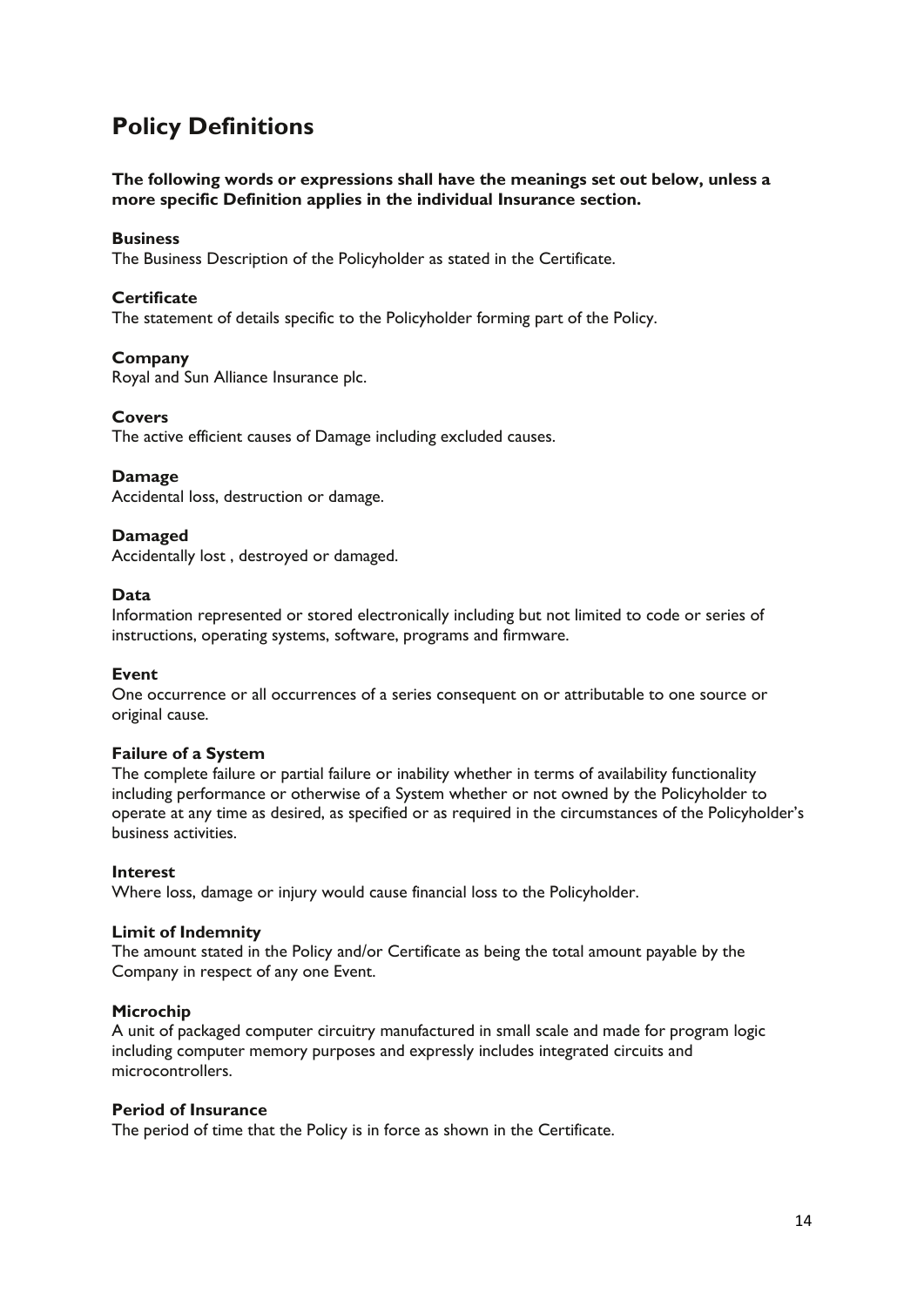# Policy Definitions

**The following words or expressions shall have the meanings set out below, unless a more specific Definition applies in the individual Insurance section.**

**Business**
The Business Description of the Policyholder as stated in the Certificate.

**Certificate**
The statement of details specific to the Policyholder forming part of the Policy.

**Company**
Royal and Sun Alliance Insurance plc.

**Covers**
The active efficient causes of Damage including excluded causes.

**Damage**
Accidental loss, destruction or damage.

**Damaged**
Accidentally lost , destroyed or damaged.

**Data**
Information represented or stored electronically including but not limited to code or series of instructions, operating systems, software, programs and firmware.

**Event**
One occurrence or all occurrences of a series consequent on or attributable to one source or original cause.

**Failure of a System**
The complete failure or partial failure or inability whether in terms of availability functionality including performance or otherwise of a System whether or not owned by the Policyholder to operate at any time as desired, as specified or as required in the circumstances of the Policyholder's business activities.

**Interest**
Where loss, damage or injury would cause financial loss to the Policyholder.

**Limit of Indemnity**
The amount stated in the Policy and/or Certificate as being the total amount payable by the Company in respect of any one Event.

**Microchip**
A unit of packaged computer circuitry manufactured in small scale and made for program logic including computer memory purposes and expressly includes integrated circuits and microcontrollers.

**Period of Insurance**
The period of time that the Policy is in force as shown in the Certificate.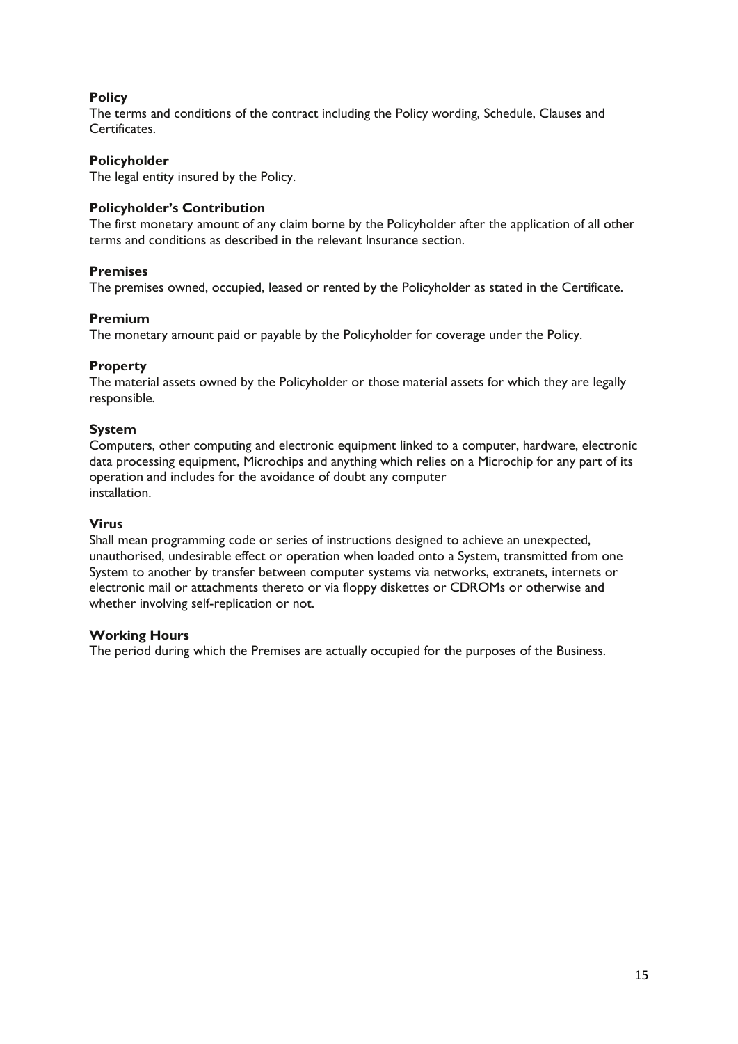**Policy**
The terms and conditions of the contract including the Policy wording, Schedule, Clauses and Certificates.

**Policyholder**
The legal entity insured by the Policy.

**Policyholder's Contribution**
The first monetary amount of any claim borne by the Policyholder after the application of all other terms and conditions as described in the relevant Insurance section.

**Premises**
The premises owned, occupied, leased or rented by the Policyholder as stated in the Certificate.

**Premium**
The monetary amount paid or payable by the Policyholder for coverage under the Policy.

**Property**
The material assets owned by the Policyholder or those material assets for which they are legally responsible.

**System**
Computers, other computing and electronic equipment linked to a computer, hardware, electronic data processing equipment, Microchips and anything which relies on a Microchip for any part of its operation and includes for the avoidance of doubt any computer installation.

**Virus**
Shall mean programming code or series of instructions designed to achieve an unexpected, unauthorised, undesirable effect or operation when loaded onto a System, transmitted from one System to another by transfer between computer systems via networks, extranets, internets or electronic mail or attachments thereto or via floppy diskettes or CDROMs or otherwise and whether involving self-replication or not.

**Working Hours**
The period during which the Premises are actually occupied for the purposes of the Business.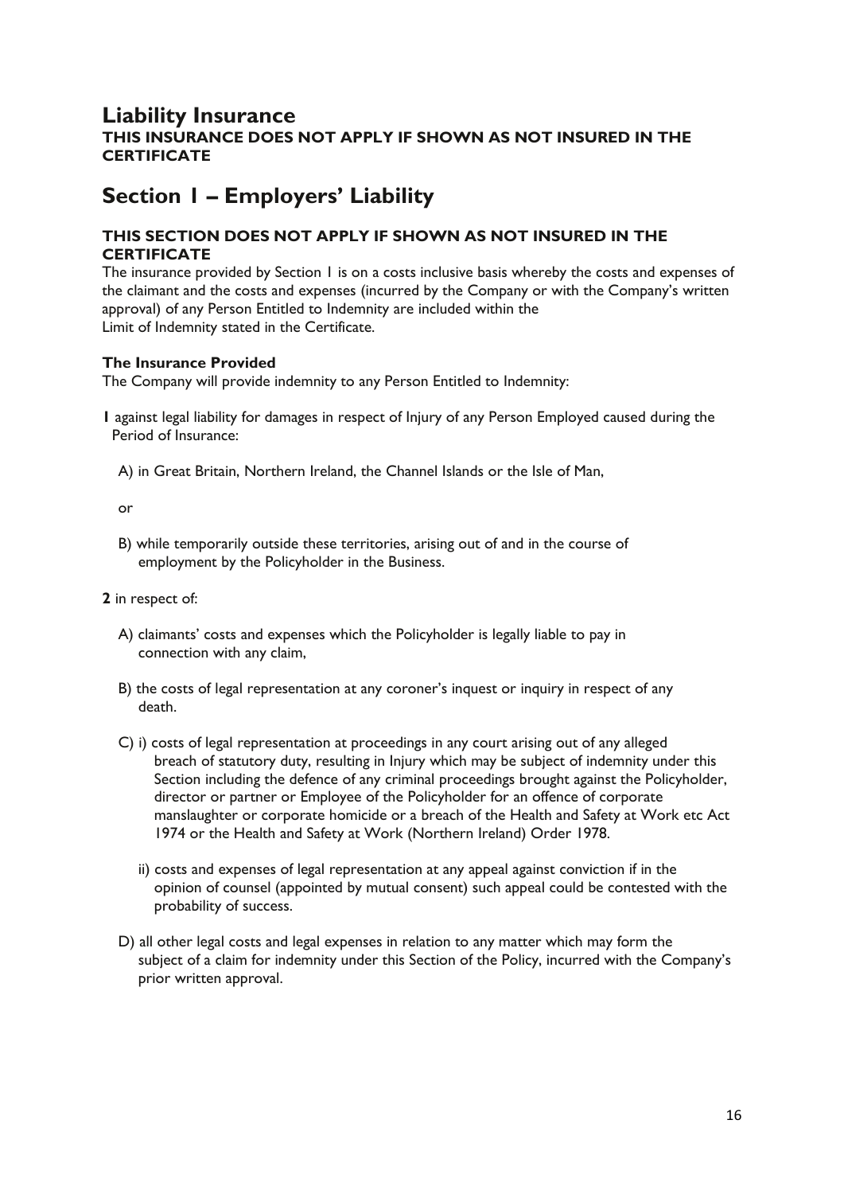# Liability Insurance

**THIS INSURANCE DOES NOT APPLY IF SHOWN AS NOT INSURED IN THE CERTIFICATE**

## Section 1 – Employers' Liability

**THIS SECTION DOES NOT APPLY IF SHOWN AS NOT INSURED IN THE CERTIFICATE**

The insurance provided by Section 1 is on a costs inclusive basis whereby the costs and expenses of the claimant and the costs and expenses (incurred by the Company or with the Company's written approval) of any Person Entitled to Indemnity are included within the Limit of Indemnity stated in the Certificate.

**The Insurance Provided**

The Company will provide indemnity to any Person Entitled to Indemnity:

**1** against legal liability for damages in respect of Injury of any Person Employed caused during the Period of Insurance:

A) in Great Britain, Northern Ireland, the Channel Islands or the Isle of Man,

or

B) while temporarily outside these territories, arising out of and in the course of employment by the Policyholder in the Business.

**2** in respect of:

A) claimants' costs and expenses which the Policyholder is legally liable to pay in connection with any claim,

B) the costs of legal representation at any coroner's inquest or inquiry in respect of any death.

C) i) costs of legal representation at proceedings in any court arising out of any alleged breach of statutory duty, resulting in Injury which may be subject of indemnity under this Section including the defence of any criminal proceedings brought against the Policyholder, director or partner or Employee of the Policyholder for an offence of corporate manslaughter or corporate homicide or a breach of the Health and Safety at Work etc Act 1974 or the Health and Safety at Work (Northern Ireland) Order 1978.

ii) costs and expenses of legal representation at any appeal against conviction if in the opinion of counsel (appointed by mutual consent) such appeal could be contested with the probability of success.

D) all other legal costs and legal expenses in relation to any matter which may form the subject of a claim for indemnity under this Section of the Policy, incurred with the Company's prior written approval.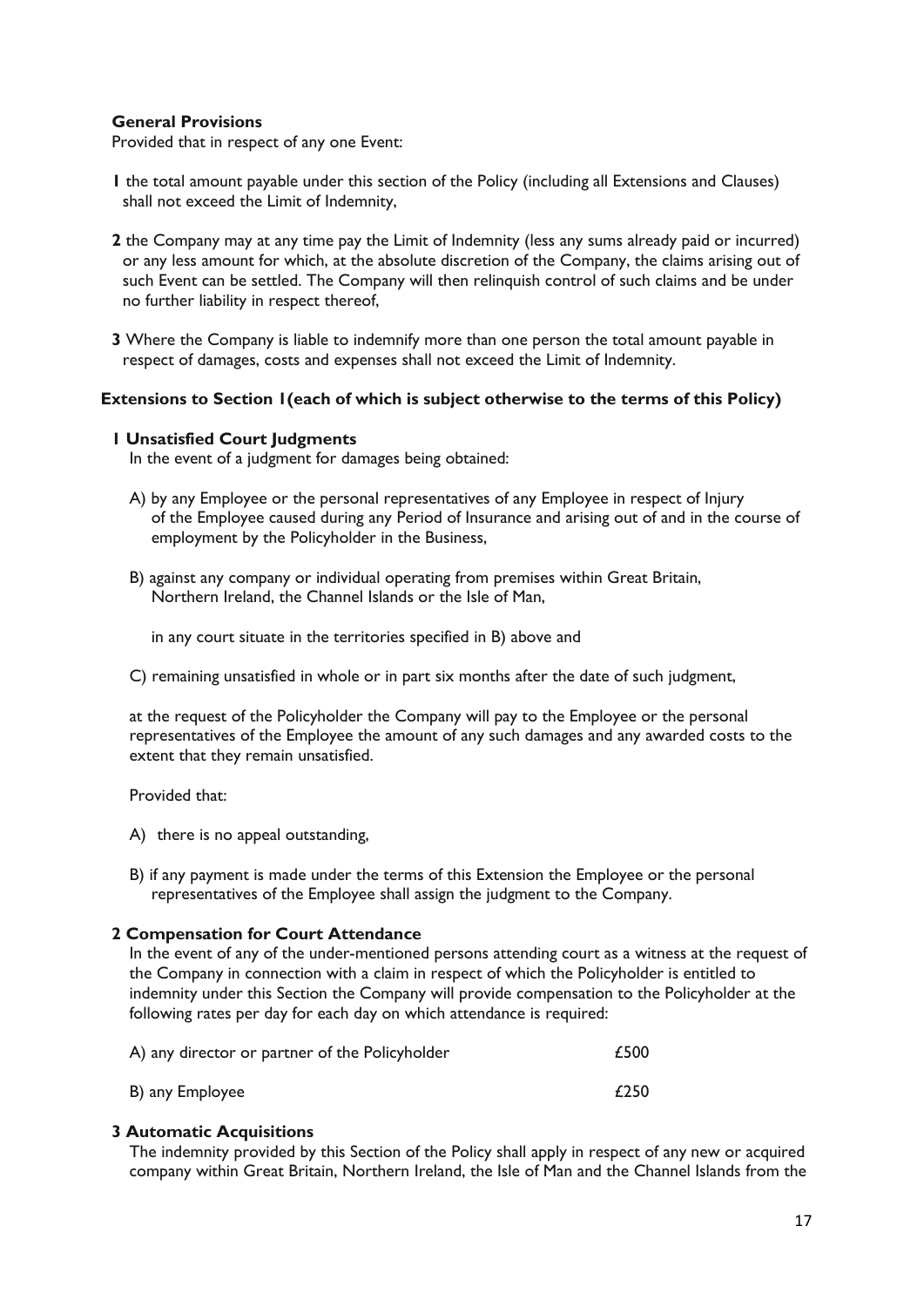### General Provisions

Provided that in respect of any one Event:

**1** the total amount payable under this section of the Policy (including all Extensions and Clauses) shall not exceed the Limit of Indemnity,

**2** the Company may at any time pay the Limit of Indemnity (less any sums already paid or incurred) or any less amount for which, at the absolute discretion of the Company, the claims arising out of such Event can be settled. The Company will then relinquish control of such claims and be under no further liability in respect thereof,

**3** Where the Company is liable to indemnify more than one person the total amount payable in respect of damages, costs and expenses shall not exceed the Limit of Indemnity.

### Extensions to Section 1(each of which is subject otherwise to the terms of this Policy)

#### 1 Unsatisfied Court Judgments

In the event of a judgment for damages being obtained:

A) by any Employee or the personal representatives of any Employee in respect of Injury of the Employee caused during any Period of Insurance and arising out of and in the course of employment by the Policyholder in the Business,

B) against any company or individual operating from premises within Great Britain, Northern Ireland, the Channel Islands or the Isle of Man,

in any court situate in the territories specified in B) above and

C) remaining unsatisfied in whole or in part six months after the date of such judgment,

at the request of the Policyholder the Company will pay to the Employee or the personal representatives of the Employee the amount of any such damages and any awarded costs to the extent that they remain unsatisfied.

Provided that:

A) there is no appeal outstanding,

B) if any payment is made under the terms of this Extension the Employee or the personal representatives of the Employee shall assign the judgment to the Company.

#### 2 Compensation for Court Attendance

In the event of any of the under-mentioned persons attending court as a witness at the request of the Company in connection with a claim in respect of which the Policyholder is entitled to indemnity under this Section the Company will provide compensation to the Policyholder at the following rates per day for each day on which attendance is required:

| | |
|---|---|
| A) any director or partner of the Policyholder | £500 |
| B) any Employee | £250 |

#### 3 Automatic Acquisitions

The indemnity provided by this Section of the Policy shall apply in respect of any new or acquired company within Great Britain, Northern Ireland, the Isle of Man and the Channel Islands from the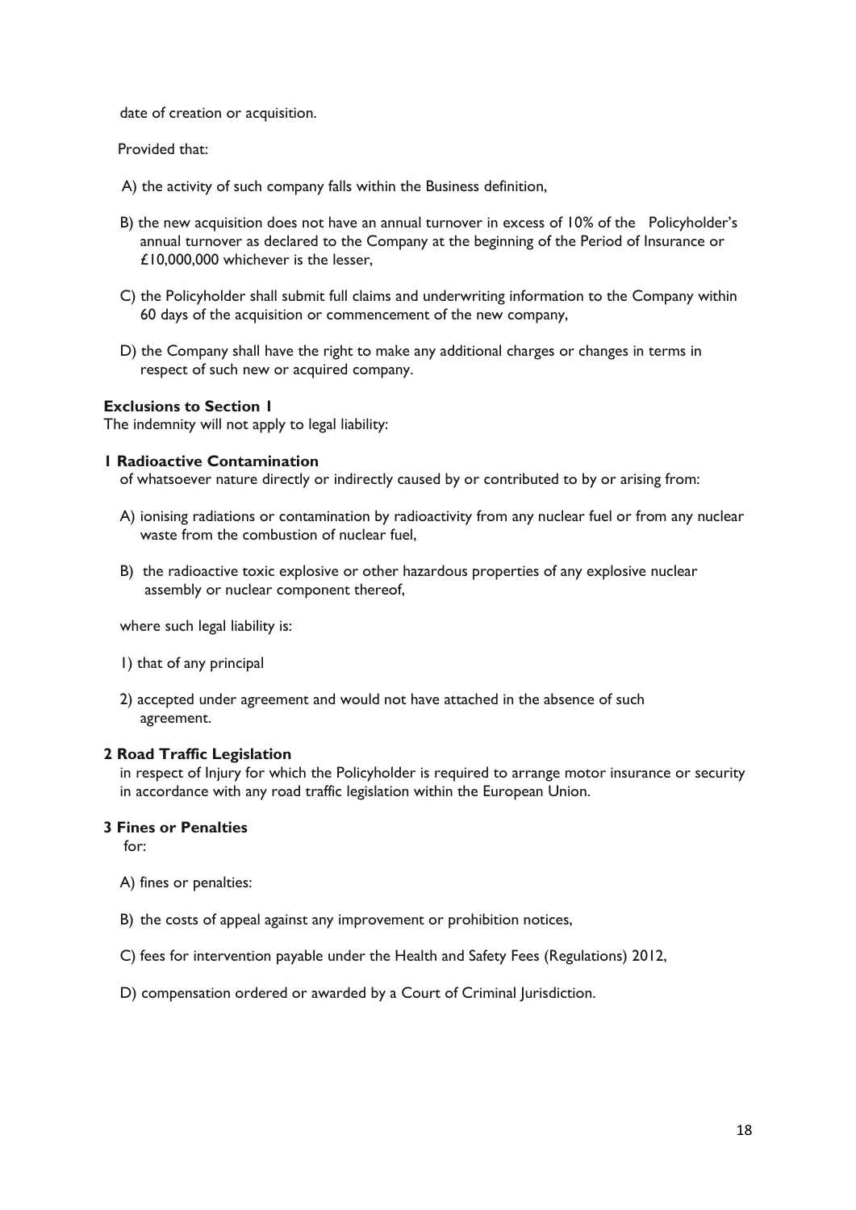date of creation or acquisition.

Provided that:

A) the activity of such company falls within the Business definition,

B) the new acquisition does not have an annual turnover in excess of 10% of the Policyholder's annual turnover as declared to the Company at the beginning of the Period of Insurance or £10,000,000 whichever is the lesser,

C) the Policyholder shall submit full claims and underwriting information to the Company within 60 days of the acquisition or commencement of the new company,

D) the Company shall have the right to make any additional charges or changes in terms in respect of such new or acquired company.

**Exclusions to Section 1**
The indemnity will not apply to legal liability:

**1 Radioactive Contamination**
of whatsoever nature directly or indirectly caused by or contributed to by or arising from:

A) ionising radiations or contamination by radioactivity from any nuclear fuel or from any nuclear waste from the combustion of nuclear fuel,

B) the radioactive toxic explosive or other hazardous properties of any explosive nuclear assembly or nuclear component thereof,

where such legal liability is:

1) that of any principal

2) accepted under agreement and would not have attached in the absence of such agreement.

**2 Road Traffic Legislation**
in respect of Injury for which the Policyholder is required to arrange motor insurance or security in accordance with any road traffic legislation within the European Union.

**3 Fines or Penalties**
for:

A) fines or penalties:

B) the costs of appeal against any improvement or prohibition notices,

C) fees for intervention payable under the Health and Safety Fees (Regulations) 2012,

D) compensation ordered or awarded by a Court of Criminal Jurisdiction.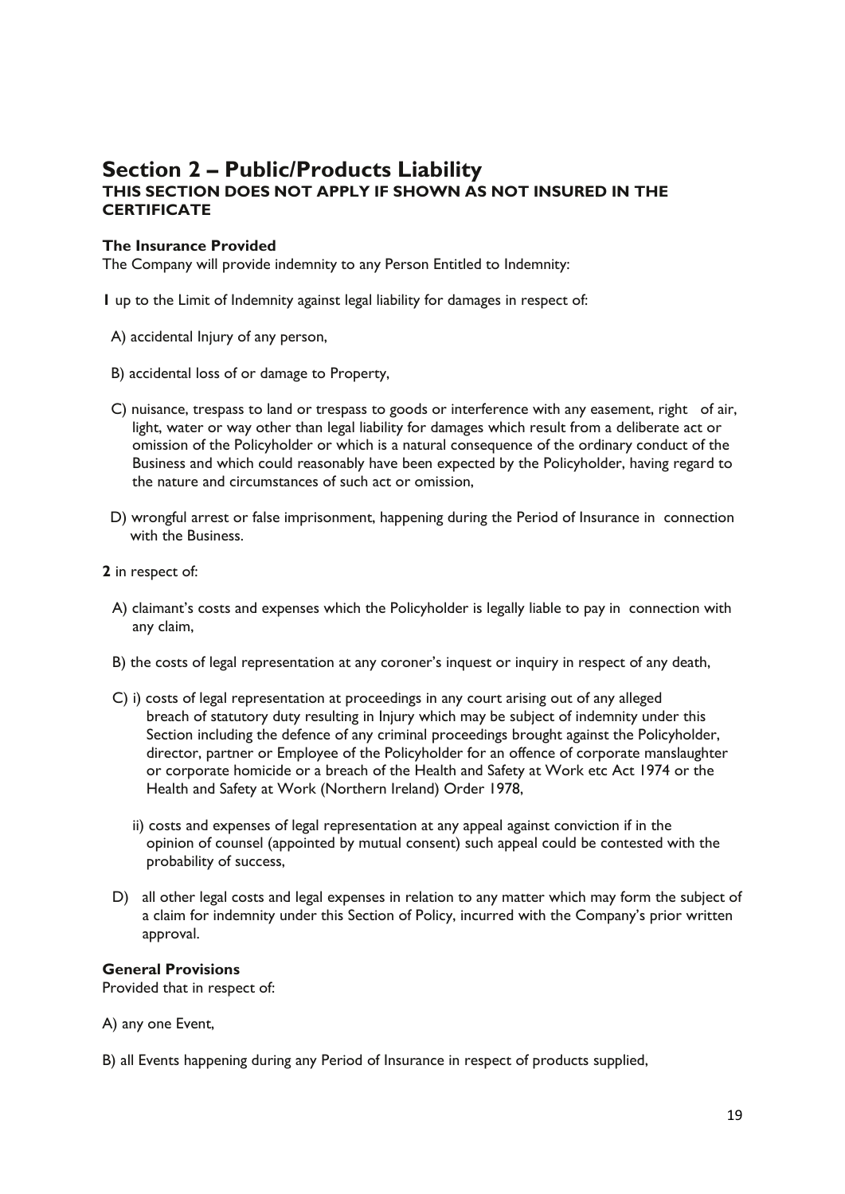## Section 2 – Public/Products Liability

**THIS SECTION DOES NOT APPLY IF SHOWN AS NOT INSURED IN THE CERTIFICATE**

**The Insurance Provided**

The Company will provide indemnity to any Person Entitled to Indemnity:

**1** up to the Limit of Indemnity against legal liability for damages in respect of:

A) accidental Injury of any person,

B) accidental loss of or damage to Property,

C) nuisance, trespass to land or trespass to goods or interference with any easement, right of air, light, water or way other than legal liability for damages which result from a deliberate act or omission of the Policyholder or which is a natural consequence of the ordinary conduct of the Business and which could reasonably have been expected by the Policyholder, having regard to the nature and circumstances of such act or omission,

D) wrongful arrest or false imprisonment, happening during the Period of Insurance in connection with the Business.

**2** in respect of:

A) claimant's costs and expenses which the Policyholder is legally liable to pay in connection with any claim,

B) the costs of legal representation at any coroner's inquest or inquiry in respect of any death,

C) i) costs of legal representation at proceedings in any court arising out of any alleged breach of statutory duty resulting in Injury which may be subject of indemnity under this Section including the defence of any criminal proceedings brought against the Policyholder, director, partner or Employee of the Policyholder for an offence of corporate manslaughter or corporate homicide or a breach of the Health and Safety at Work etc Act 1974 or the Health and Safety at Work (Northern Ireland) Order 1978,

ii) costs and expenses of legal representation at any appeal against conviction if in the opinion of counsel (appointed by mutual consent) such appeal could be contested with the probability of success,

D) all other legal costs and legal expenses in relation to any matter which may form the subject of a claim for indemnity under this Section of Policy, incurred with the Company's prior written approval.

**General Provisions**

Provided that in respect of:

A) any one Event,

B) all Events happening during any Period of Insurance in respect of products supplied,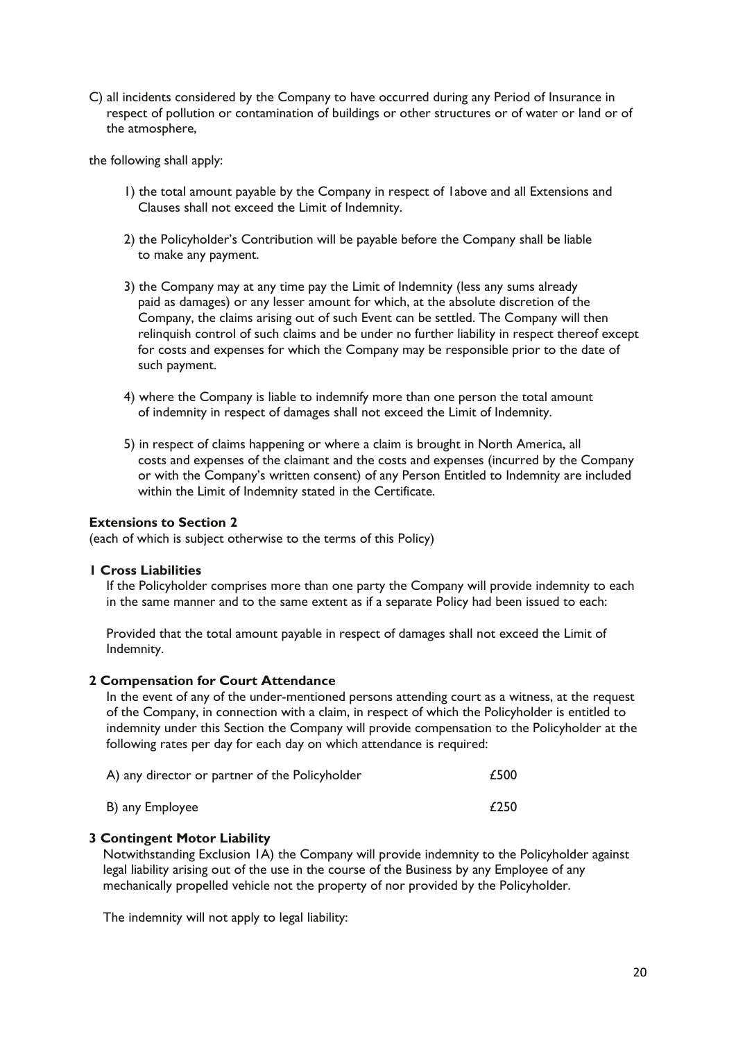C) all incidents considered by the Company to have occurred during any Period of Insurance in respect of pollution or contamination of buildings or other structures or of water or land or of the atmosphere,

the following shall apply:

1) the total amount payable by the Company in respect of 1above and all Extensions and Clauses shall not exceed the Limit of Indemnity.

2) the Policyholder's Contribution will be payable before the Company shall be liable to make any payment.

3) the Company may at any time pay the Limit of Indemnity (less any sums already paid as damages) or any lesser amount for which, at the absolute discretion of the Company, the claims arising out of such Event can be settled. The Company will then relinquish control of such claims and be under no further liability in respect thereof except for costs and expenses for which the Company may be responsible prior to the date of such payment.

4) where the Company is liable to indemnify more than one person the total amount of indemnity in respect of damages shall not exceed the Limit of Indemnity.

5) in respect of claims happening or where a claim is brought in North America, all costs and expenses of the claimant and the costs and expenses (incurred by the Company or with the Company's written consent) of any Person Entitled to Indemnity are included within the Limit of Indemnity stated in the Certificate.

**Extensions to Section 2**
(each of which is subject otherwise to the terms of this Policy)

**1 Cross Liabilities**

If the Policyholder comprises more than one party the Company will provide indemnity to each in the same manner and to the same extent as if a separate Policy had been issued to each:

Provided that the total amount payable in respect of damages shall not exceed the Limit of Indemnity.

**2 Compensation for Court Attendance**

In the event of any of the under-mentioned persons attending court as a witness, at the request of the Company, in connection with a claim, in respect of which the Policyholder is entitled to indemnity under this Section the Company will provide compensation to the Policyholder at the following rates per day for each day on which attendance is required:

| | |
|---|---|
| A) any director or partner of the Policyholder | £500 |
| B) any Employee | £250 |

**3 Contingent Motor Liability**

Notwithstanding Exclusion 1A) the Company will provide indemnity to the Policyholder against legal liability arising out of the use in the course of the Business by any Employee of any mechanically propelled vehicle not the property of nor provided by the Policyholder.

The indemnity will not apply to legal liability: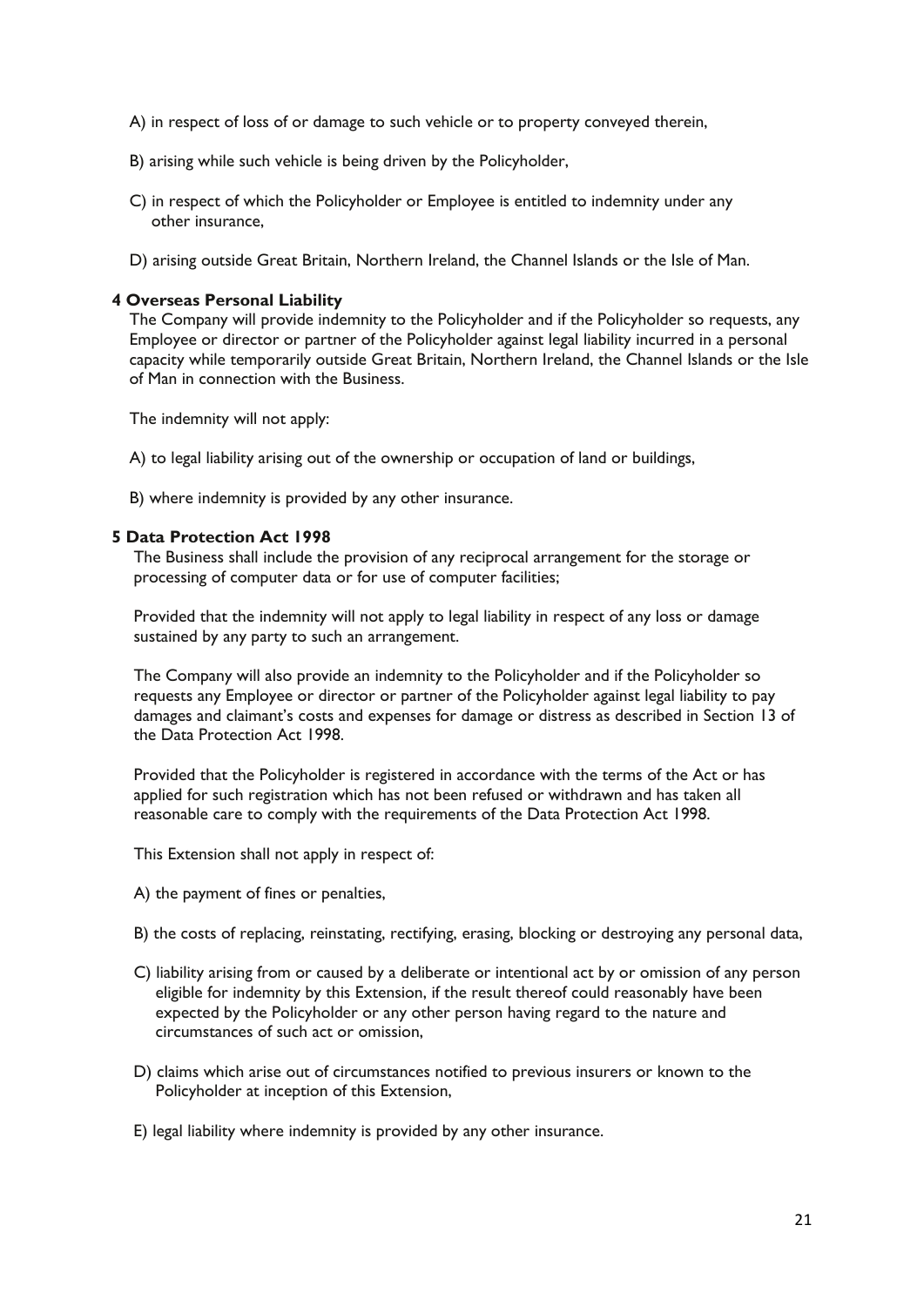A) in respect of loss of or damage to such vehicle or to property conveyed therein,

B) arising while such vehicle is being driven by the Policyholder,

C) in respect of which the Policyholder or Employee is entitled to indemnity under any other insurance,

D) arising outside Great Britain, Northern Ireland, the Channel Islands or the Isle of Man.

**4 Overseas Personal Liability**

The Company will provide indemnity to the Policyholder and if the Policyholder so requests, any Employee or director or partner of the Policyholder against legal liability incurred in a personal capacity while temporarily outside Great Britain, Northern Ireland, the Channel Islands or the Isle of Man in connection with the Business.

The indemnity will not apply:

A) to legal liability arising out of the ownership or occupation of land or buildings,

B) where indemnity is provided by any other insurance.

**5 Data Protection Act 1998**

The Business shall include the provision of any reciprocal arrangement for the storage or processing of computer data or for use of computer facilities;

Provided that the indemnity will not apply to legal liability in respect of any loss or damage sustained by any party to such an arrangement.

The Company will also provide an indemnity to the Policyholder and if the Policyholder so requests any Employee or director or partner of the Policyholder against legal liability to pay damages and claimant's costs and expenses for damage or distress as described in Section 13 of the Data Protection Act 1998.

Provided that the Policyholder is registered in accordance with the terms of the Act or has applied for such registration which has not been refused or withdrawn and has taken all reasonable care to comply with the requirements of the Data Protection Act 1998.

This Extension shall not apply in respect of:

A) the payment of fines or penalties,

B) the costs of replacing, reinstating, rectifying, erasing, blocking or destroying any personal data,

C) liability arising from or caused by a deliberate or intentional act by or omission of any person eligible for indemnity by this Extension, if the result thereof could reasonably have been expected by the Policyholder or any other person having regard to the nature and circumstances of such act or omission,

D) claims which arise out of circumstances notified to previous insurers or known to the Policyholder at inception of this Extension,

E) legal liability where indemnity is provided by any other insurance.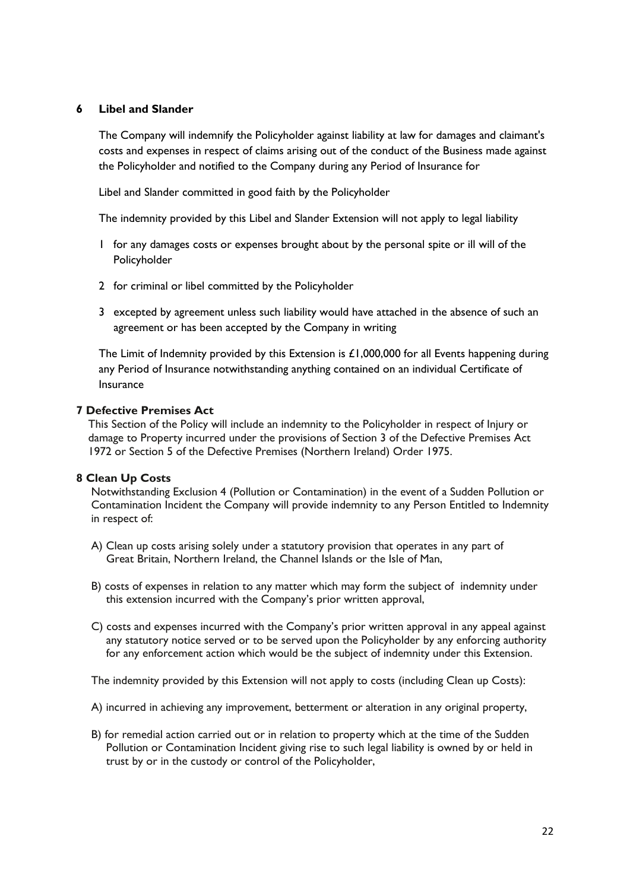**6 Libel and Slander**

The Company will indemnify the Policyholder against liability at law for damages and claimant's costs and expenses in respect of claims arising out of the conduct of the Business made against the Policyholder and notified to the Company during any Period of Insurance for

Libel and Slander committed in good faith by the Policyholder

The indemnity provided by this Libel and Slander Extension will not apply to legal liability

1 for any damages costs or expenses brought about by the personal spite or ill will of the Policyholder
2 for criminal or libel committed by the Policyholder
3 excepted by agreement unless such liability would have attached in the absence of such an agreement or has been accepted by the Company in writing

The Limit of Indemnity provided by this Extension is £1,000,000 for all Events happening during any Period of Insurance notwithstanding anything contained on an individual Certificate of Insurance

**7 Defective Premises Act**

This Section of the Policy will include an indemnity to the Policyholder in respect of Injury or damage to Property incurred under the provisions of Section 3 of the Defective Premises Act 1972 or Section 5 of the Defective Premises (Northern Ireland) Order 1975.

**8 Clean Up Costs**

Notwithstanding Exclusion 4 (Pollution or Contamination) in the event of a Sudden Pollution or Contamination Incident the Company will provide indemnity to any Person Entitled to Indemnity in respect of:

A) Clean up costs arising solely under a statutory provision that operates in any part of Great Britain, Northern Ireland, the Channel Islands or the Isle of Man,

B) costs of expenses in relation to any matter which may form the subject of indemnity under this extension incurred with the Company's prior written approval,

C) costs and expenses incurred with the Company's prior written approval in any appeal against any statutory notice served or to be served upon the Policyholder by any enforcing authority for any enforcement action which would be the subject of indemnity under this Extension.

The indemnity provided by this Extension will not apply to costs (including Clean up Costs):

A) incurred in achieving any improvement, betterment or alteration in any original property,

B) for remedial action carried out or in relation to property which at the time of the Sudden Pollution or Contamination Incident giving rise to such legal liability is owned by or held in trust by or in the custody or control of the Policyholder,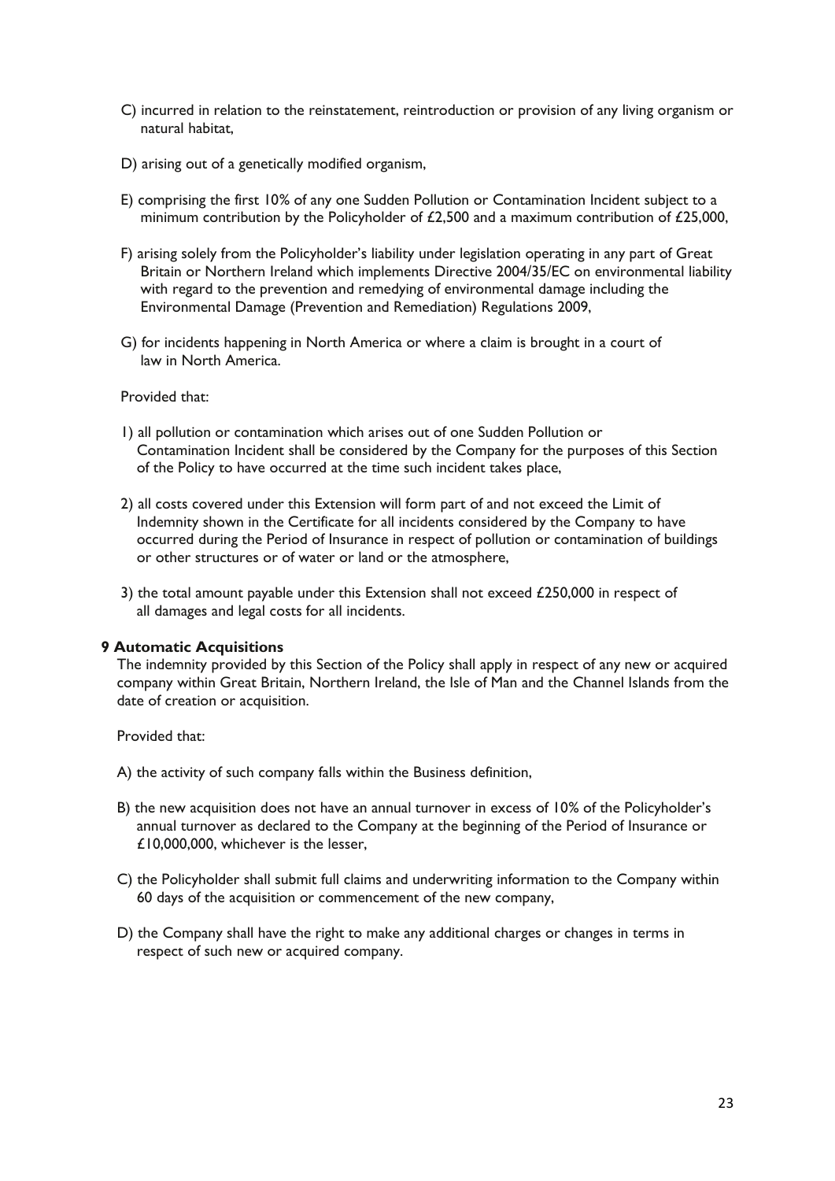C) incurred in relation to the reinstatement, reintroduction or provision of any living organism or natural habitat,

D) arising out of a genetically modified organism,

E) comprising the first 10% of any one Sudden Pollution or Contamination Incident subject to a minimum contribution by the Policyholder of £2,500 and a maximum contribution of £25,000,

F) arising solely from the Policyholder's liability under legislation operating in any part of Great Britain or Northern Ireland which implements Directive 2004/35/EC on environmental liability with regard to the prevention and remedying of environmental damage including the Environmental Damage (Prevention and Remediation) Regulations 2009,

G) for incidents happening in North America or where a claim is brought in a court of law in North America.

Provided that:

1) all pollution or contamination which arises out of one Sudden Pollution or Contamination Incident shall be considered by the Company for the purposes of this Section of the Policy to have occurred at the time such incident takes place,

2) all costs covered under this Extension will form part of and not exceed the Limit of Indemnity shown in the Certificate for all incidents considered by the Company to have occurred during the Period of Insurance in respect of pollution or contamination of buildings or other structures or of water or land or the atmosphere,

3) the total amount payable under this Extension shall not exceed £250,000 in respect of all damages and legal costs for all incidents.

**9 Automatic Acquisitions**

The indemnity provided by this Section of the Policy shall apply in respect of any new or acquired company within Great Britain, Northern Ireland, the Isle of Man and the Channel Islands from the date of creation or acquisition.

Provided that:

A) the activity of such company falls within the Business definition,

B) the new acquisition does not have an annual turnover in excess of 10% of the Policyholder's annual turnover as declared to the Company at the beginning of the Period of Insurance or £10,000,000, whichever is the lesser,

C) the Policyholder shall submit full claims and underwriting information to the Company within 60 days of the acquisition or commencement of the new company,

D) the Company shall have the right to make any additional charges or changes in terms in respect of such new or acquired company.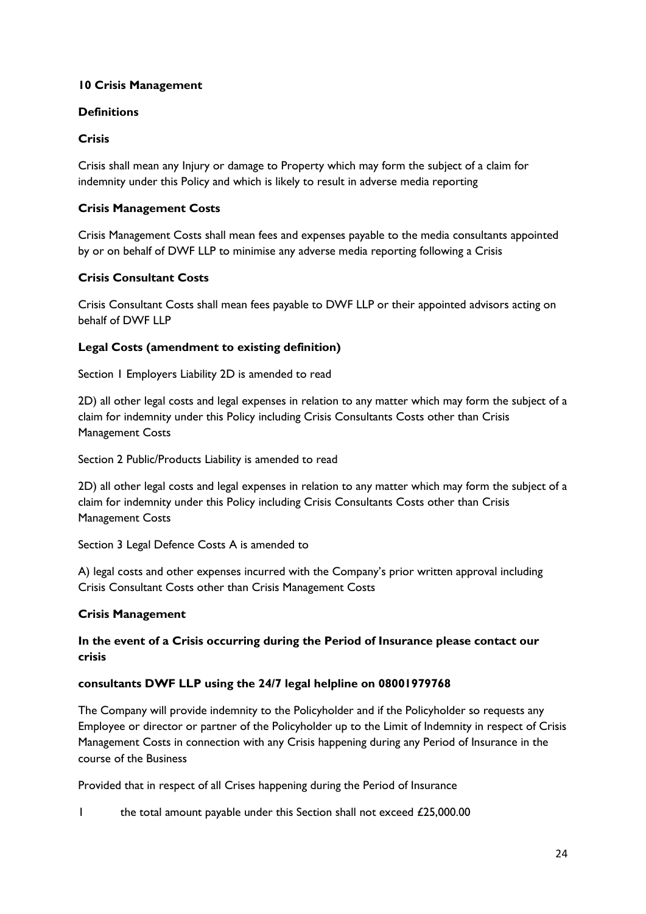**10 Crisis Management**

**Definitions**

**Crisis**

Crisis shall mean any Injury or damage to Property which may form the subject of a claim for indemnity under this Policy and which is likely to result in adverse media reporting

**Crisis Management Costs**

Crisis Management Costs shall mean fees and expenses payable to the media consultants appointed by or on behalf of DWF LLP to minimise any adverse media reporting following a Crisis

**Crisis Consultant Costs**

Crisis Consultant Costs shall mean fees payable to DWF LLP or their appointed advisors acting on behalf of DWF LLP

**Legal Costs (amendment to existing definition)**

Section 1 Employers Liability 2D is amended to read

2D) all other legal costs and legal expenses in relation to any matter which may form the subject of a claim for indemnity under this Policy including Crisis Consultants Costs other than Crisis Management Costs

Section 2 Public/Products Liability is amended to read

2D) all other legal costs and legal expenses in relation to any matter which may form the subject of a claim for indemnity under this Policy including Crisis Consultants Costs other than Crisis Management Costs

Section 3 Legal Defence Costs A is amended to

A) legal costs and other expenses incurred with the Company's prior written approval including Crisis Consultant Costs other than Crisis Management Costs

**Crisis Management**

**In the event of a Crisis occurring during the Period of Insurance please contact our crisis**

**consultants DWF LLP using the 24/7 legal helpline on 08001979768**

The Company will provide indemnity to the Policyholder and if the Policyholder so requests any Employee or director or partner of the Policyholder up to the Limit of Indemnity in respect of Crisis Management Costs in connection with any Crisis happening during any Period of Insurance in the course of the Business

Provided that in respect of all Crises happening during the Period of Insurance

1 the total amount payable under this Section shall not exceed £25,000.00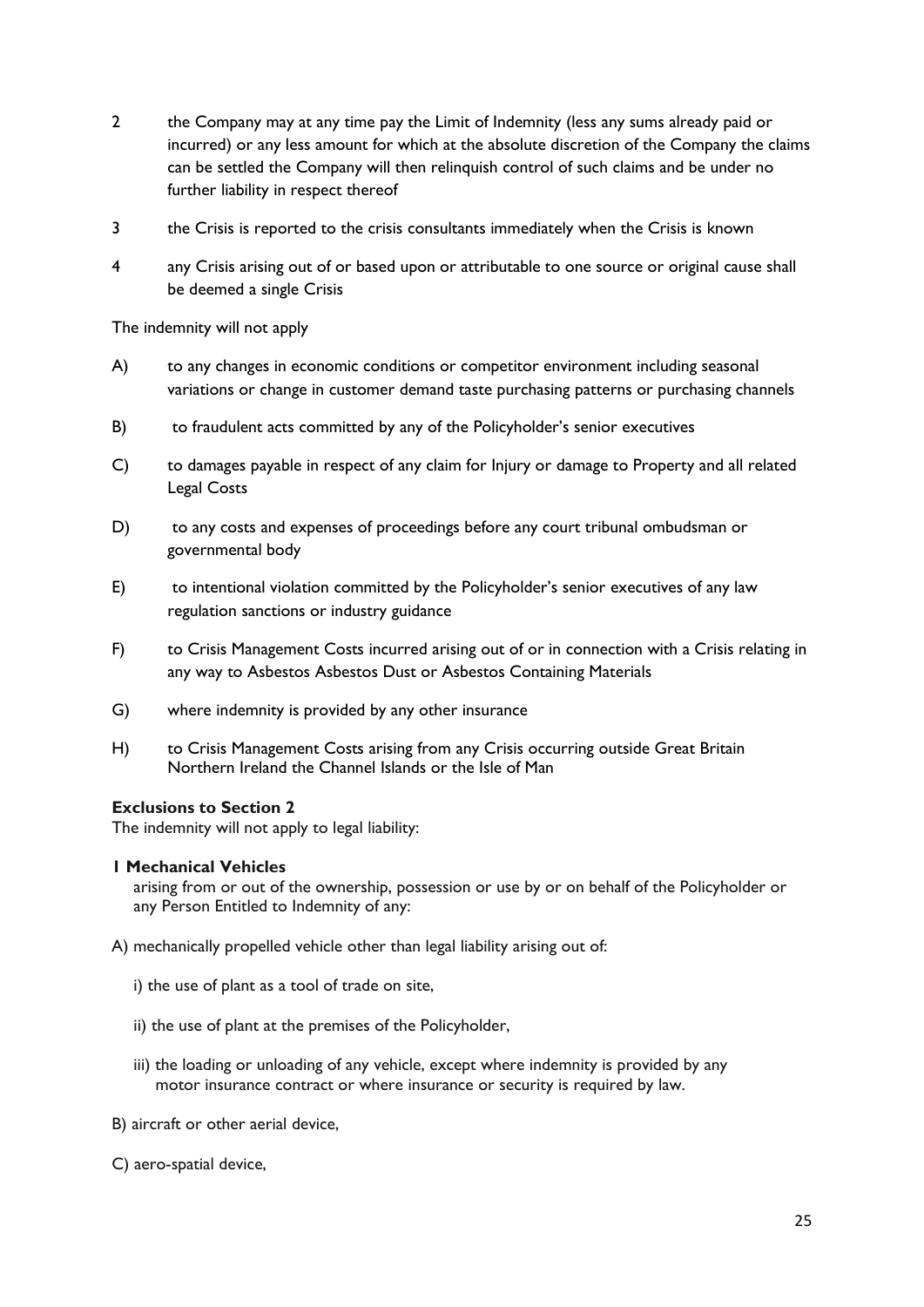2 the Company may at any time pay the Limit of Indemnity (less any sums already paid or incurred) or any less amount for which at the absolute discretion of the Company the claims can be settled the Company will then relinquish control of such claims and be under no further liability in respect thereof

3 the Crisis is reported to the crisis consultants immediately when the Crisis is known

4 any Crisis arising out of or based upon or attributable to one source or original cause shall be deemed a single Crisis

The indemnity will not apply

A) to any changes in economic conditions or competitor environment including seasonal variations or change in customer demand taste purchasing patterns or purchasing channels

B) to fraudulent acts committed by any of the Policyholder's senior executives

C) to damages payable in respect of any claim for Injury or damage to Property and all related Legal Costs

D) to any costs and expenses of proceedings before any court tribunal ombudsman or governmental body

E) to intentional violation committed by the Policyholder's senior executives of any law regulation sanctions or industry guidance

F) to Crisis Management Costs incurred arising out of or in connection with a Crisis relating in any way to Asbestos Asbestos Dust or Asbestos Containing Materials

G) where indemnity is provided by any other insurance

H) to Crisis Management Costs arising from any Crisis occurring outside Great Britain Northern Ireland the Channel Islands or the Isle of Man

**Exclusions to Section 2**

The indemnity will not apply to legal liability:

**1 Mechanical Vehicles**

arising from or out of the ownership, possession or use by or on behalf of the Policyholder or any Person Entitled to Indemnity of any:

A) mechanically propelled vehicle other than legal liability arising out of:

i) the use of plant as a tool of trade on site,

ii) the use of plant at the premises of the Policyholder,

iii) the loading or unloading of any vehicle, except where indemnity is provided by any motor insurance contract or where insurance or security is required by law.

B) aircraft or other aerial device,

C) aero-spatial device,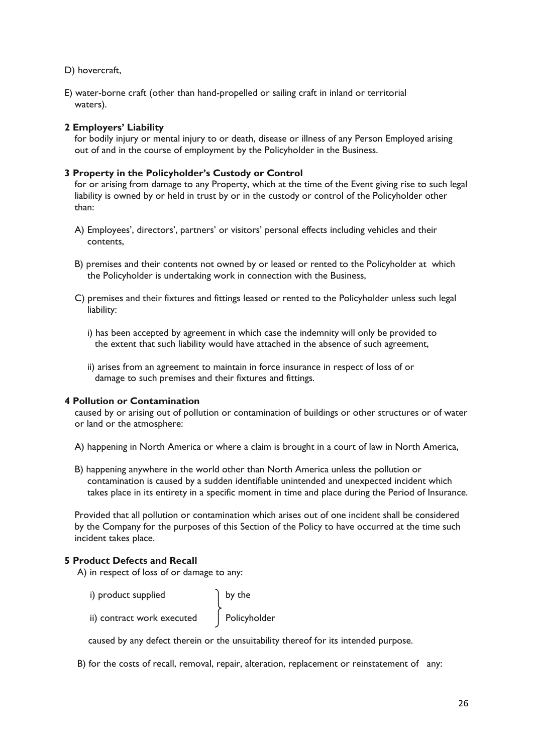D) hovercraft,

E) water-borne craft (other than hand-propelled or sailing craft in inland or territorial waters).

**2 Employers' Liability**

for bodily injury or mental injury to or death, disease or illness of any Person Employed arising out of and in the course of employment by the Policyholder in the Business.

**3 Property in the Policyholder's Custody or Control**

for or arising from damage to any Property, which at the time of the Event giving rise to such legal liability is owned by or held in trust by or in the custody or control of the Policyholder other than:

A) Employees', directors', partners' or visitors' personal effects including vehicles and their contents,

B) premises and their contents not owned by or leased or rented to the Policyholder at which the Policyholder is undertaking work in connection with the Business,

C) premises and their fixtures and fittings leased or rented to the Policyholder unless such legal liability:

i) has been accepted by agreement in which case the indemnity will only be provided to the extent that such liability would have attached in the absence of such agreement,

ii) arises from an agreement to maintain in force insurance in respect of loss of or damage to such premises and their fixtures and fittings.

**4 Pollution or Contamination**

caused by or arising out of pollution or contamination of buildings or other structures or of water or land or the atmosphere:

A) happening in North America or where a claim is brought in a court of law in North America,

B) happening anywhere in the world other than North America unless the pollution or contamination is caused by a sudden identifiable unintended and unexpected incident which takes place in its entirety in a specific moment in time and place during the Period of Insurance.

Provided that all pollution or contamination which arises out of one incident shall be considered by the Company for the purposes of this Section of the Policy to have occurred at the time such incident takes place.

**5 Product Defects and Recall**

A) in respect of loss of or damage to any:

i) product supplied by the Policyholder

ii) contract work executed by the Policyholder

caused by any defect therein or the unsuitability thereof for its intended purpose.

B) for the costs of recall, removal, repair, alteration, replacement or reinstatement of any: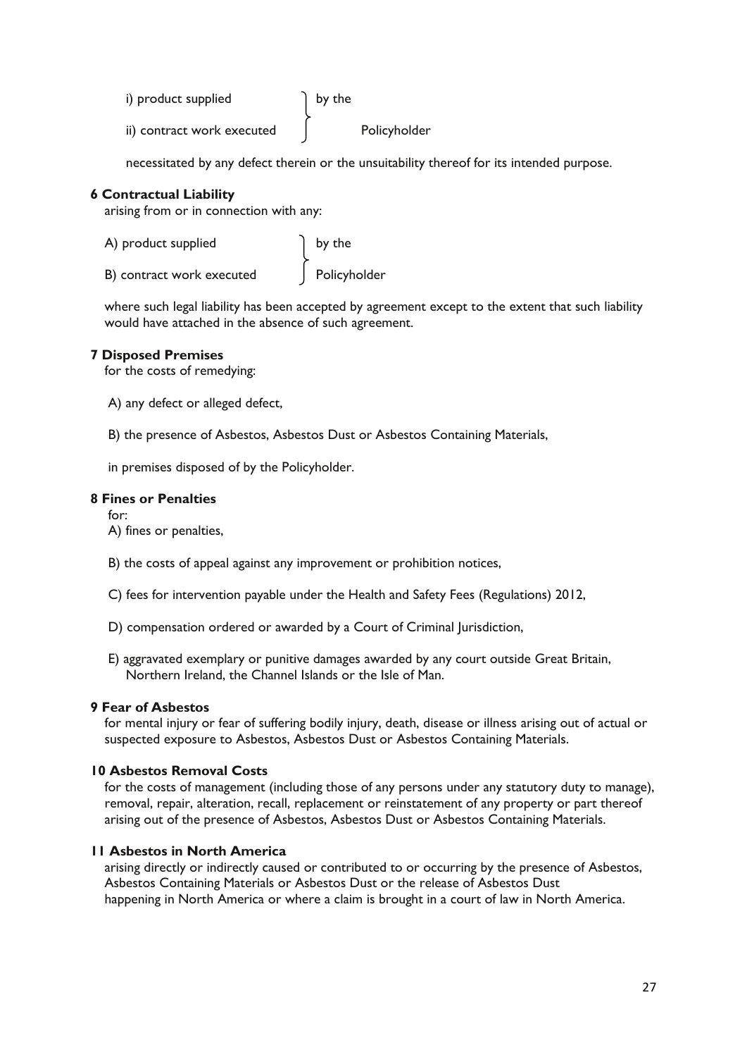i) product supplied  
ii) contract work executed  
} by the Policyholder

necessitated by any defect therein or the unsuitability thereof for its intended purpose.

**6 Contractual Liability**

arising from or in connection with any:

A) product supplied  
B) contract work executed  
} by the Policyholder

where such legal liability has been accepted by agreement except to the extent that such liability would have attached in the absence of such agreement.

**7 Disposed Premises**

for the costs of remedying:

A) any defect or alleged defect,

B) the presence of Asbestos, Asbestos Dust or Asbestos Containing Materials,

in premises disposed of by the Policyholder.

**8 Fines or Penalties**

for:

A) fines or penalties,

B) the costs of appeal against any improvement or prohibition notices,

C) fees for intervention payable under the Health and Safety Fees (Regulations) 2012,

D) compensation ordered or awarded by a Court of Criminal Jurisdiction,

E) aggravated exemplary or punitive damages awarded by any court outside Great Britain, Northern Ireland, the Channel Islands or the Isle of Man.

**9 Fear of Asbestos**

for mental injury or fear of suffering bodily injury, death, disease or illness arising out of actual or suspected exposure to Asbestos, Asbestos Dust or Asbestos Containing Materials.

**10 Asbestos Removal Costs**

for the costs of management (including those of any persons under any statutory duty to manage), removal, repair, alteration, recall, replacement or reinstatement of any property or part thereof arising out of the presence of Asbestos, Asbestos Dust or Asbestos Containing Materials.

**11 Asbestos in North America**

arising directly or indirectly caused or contributed to or occurring by the presence of Asbestos, Asbestos Containing Materials or Asbestos Dust or the release of Asbestos Dust happening in North America or where a claim is brought in a court of law in North America.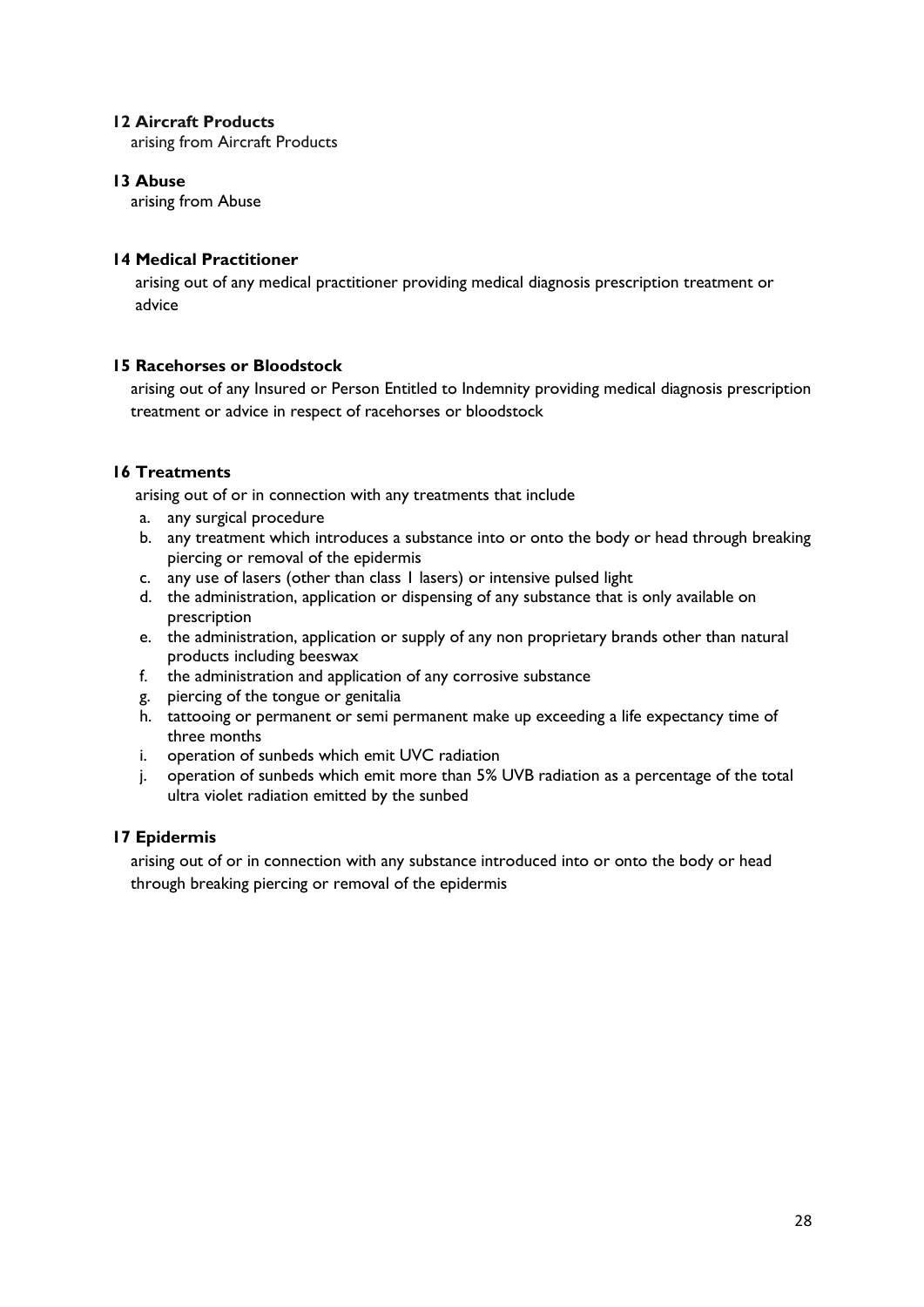**12 Aircraft Products**

arising from Aircraft Products

**13 Abuse**

arising from Abuse

**14 Medical Practitioner**

arising out of any medical practitioner providing medical diagnosis prescription treatment or advice

**15 Racehorses or Bloodstock**

arising out of any Insured or Person Entitled to Indemnity providing medical diagnosis prescription treatment or advice in respect of racehorses or bloodstock

**16 Treatments**

arising out of or in connection with any treatments that include

a. any surgical procedure
b. any treatment which introduces a substance into or onto the body or head through breaking piercing or removal of the epidermis
c. any use of lasers (other than class 1 lasers) or intensive pulsed light
d. the administration, application or dispensing of any substance that is only available on prescription
e. the administration, application or supply of any non proprietary brands other than natural products including beeswax
f. the administration and application of any corrosive substance
g. piercing of the tongue or genitalia
h. tattooing or permanent or semi permanent make up exceeding a life expectancy time of three months
i. operation of sunbeds which emit UVC radiation
j. operation of sunbeds which emit more than 5% UVB radiation as a percentage of the total ultra violet radiation emitted by the sunbed

**17 Epidermis**

arising out of or in connection with any substance introduced into or onto the body or head through breaking piercing or removal of the epidermis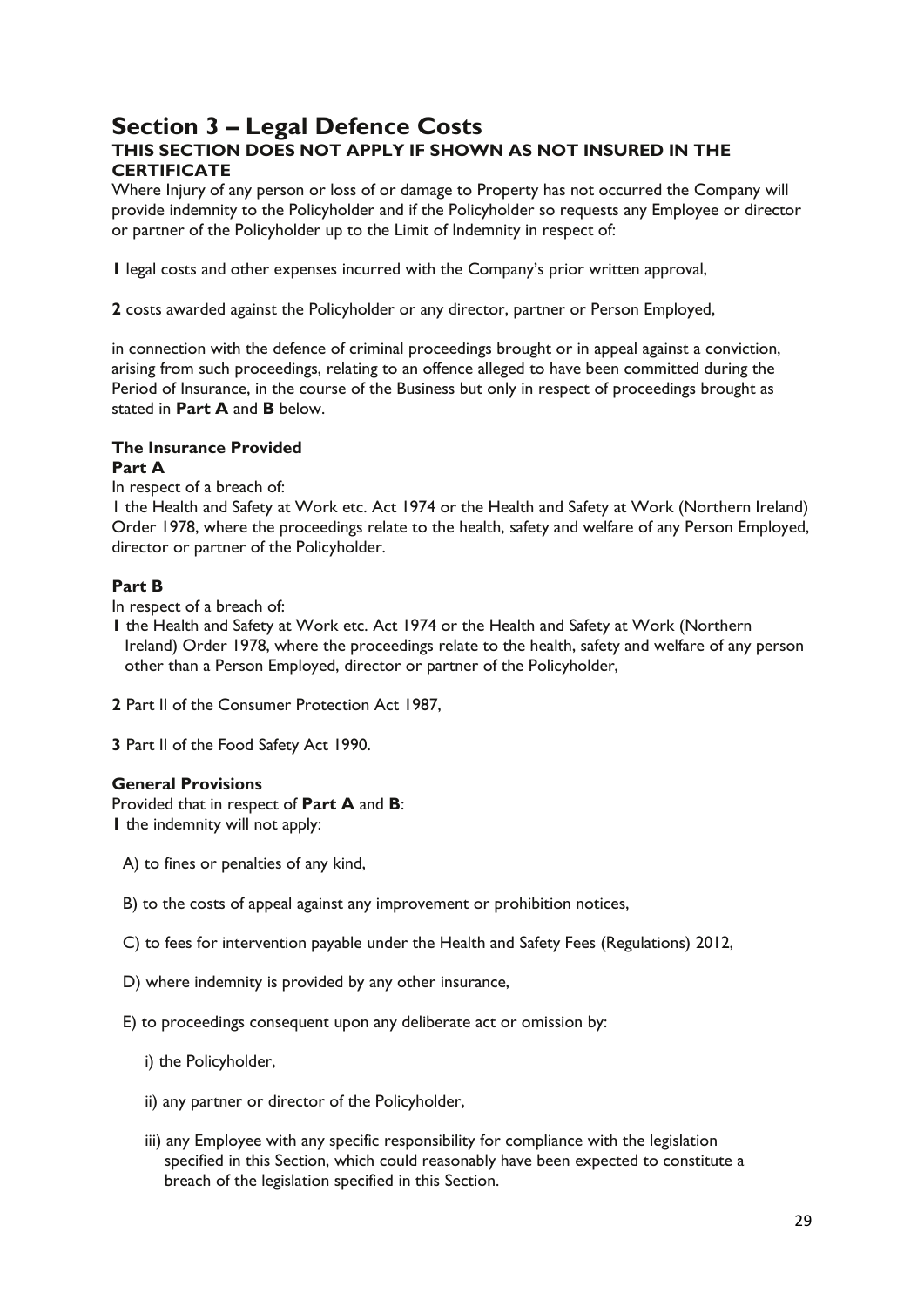## Section 3 – Legal Defence Costs

**THIS SECTION DOES NOT APPLY IF SHOWN AS NOT INSURED IN THE CERTIFICATE**

Where Injury of any person or loss of or damage to Property has not occurred the Company will provide indemnity to the Policyholder and if the Policyholder so requests any Employee or director or partner of the Policyholder up to the Limit of Indemnity in respect of:

**1** legal costs and other expenses incurred with the Company's prior written approval,

**2** costs awarded against the Policyholder or any director, partner or Person Employed,

in connection with the defence of criminal proceedings brought or in appeal against a conviction, arising from such proceedings, relating to an offence alleged to have been committed during the Period of Insurance, in the course of the Business but only in respect of proceedings brought as stated in **Part A** and **B** below.

### The Insurance Provided

**Part A**

In respect of a breach of:

1 the Health and Safety at Work etc. Act 1974 or the Health and Safety at Work (Northern Ireland) Order 1978, where the proceedings relate to the health, safety and welfare of any Person Employed, director or partner of the Policyholder.

**Part B**

In respect of a breach of:

**1** the Health and Safety at Work etc. Act 1974 or the Health and Safety at Work (Northern Ireland) Order 1978, where the proceedings relate to the health, safety and welfare of any person other than a Person Employed, director or partner of the Policyholder,

**2** Part II of the Consumer Protection Act 1987,

**3** Part II of the Food Safety Act 1990.

### General Provisions

Provided that in respect of **Part A** and **B**:

**1** the indemnity will not apply:

A) to fines or penalties of any kind,

B) to the costs of appeal against any improvement or prohibition notices,

C) to fees for intervention payable under the Health and Safety Fees (Regulations) 2012,

D) where indemnity is provided by any other insurance,

E) to proceedings consequent upon any deliberate act or omission by:

i) the Policyholder,

ii) any partner or director of the Policyholder,

iii) any Employee with any specific responsibility for compliance with the legislation specified in this Section, which could reasonably have been expected to constitute a breach of the legislation specified in this Section.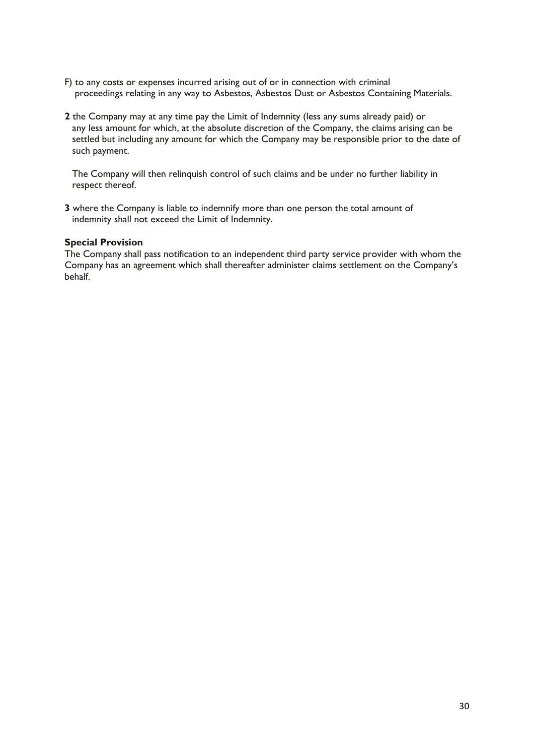F) to any costs or expenses incurred arising out of or in connection with criminal proceedings relating in any way to Asbestos, Asbestos Dust or Asbestos Containing Materials.

**2** the Company may at any time pay the Limit of Indemnity (less any sums already paid) or any less amount for which, at the absolute discretion of the Company, the claims arising can be settled but including any amount for which the Company may be responsible prior to the date of such payment.

The Company will then relinquish control of such claims and be under no further liability in respect thereof.

**3** where the Company is liable to indemnify more than one person the total amount of indemnity shall not exceed the Limit of Indemnity.

**Special Provision**

The Company shall pass notification to an independent third party service provider with whom the Company has an agreement which shall thereafter administer claims settlement on the Company's behalf.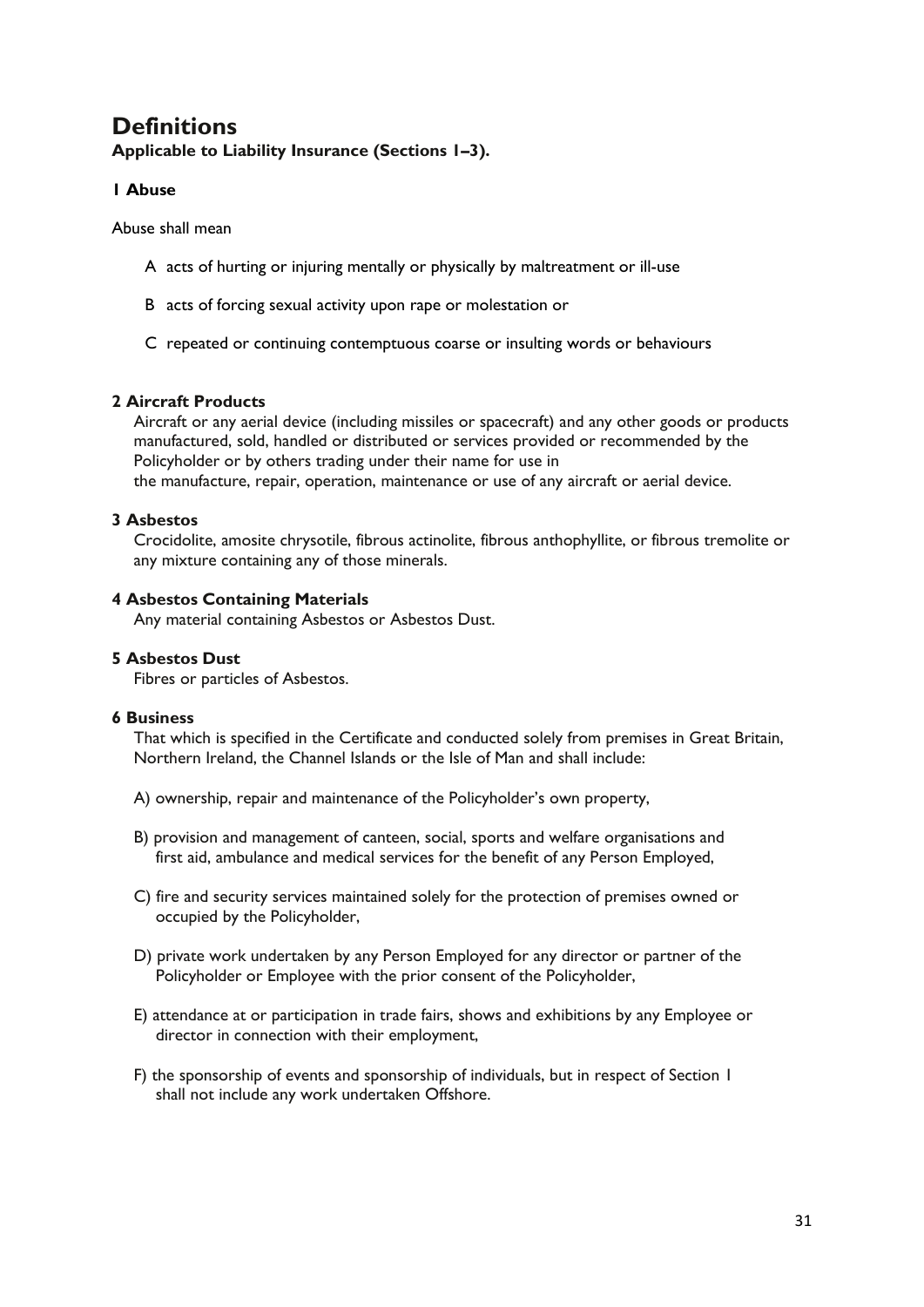# Definitions

**Applicable to Liability Insurance (Sections 1–3).**

### 1 Abuse

Abuse shall mean

A acts of hurting or injuring mentally or physically by maltreatment or ill-use

B acts of forcing sexual activity upon rape or molestation or

C repeated or continuing contemptuous coarse or insulting words or behaviours

### 2 Aircraft Products

Aircraft or any aerial device (including missiles or spacecraft) and any other goods or products manufactured, sold, handled or distributed or services provided or recommended by the Policyholder or by others trading under their name for use in the manufacture, repair, operation, maintenance or use of any aircraft or aerial device.

### 3 Asbestos

Crocidolite, amosite chrysotile, fibrous actinolite, fibrous anthophyllite, or fibrous tremolite or any mixture containing any of those minerals.

### 4 Asbestos Containing Materials

Any material containing Asbestos or Asbestos Dust.

### 5 Asbestos Dust

Fibres or particles of Asbestos.

### 6 Business

That which is specified in the Certificate and conducted solely from premises in Great Britain, Northern Ireland, the Channel Islands or the Isle of Man and shall include:

A) ownership, repair and maintenance of the Policyholder's own property,

B) provision and management of canteen, social, sports and welfare organisations and first aid, ambulance and medical services for the benefit of any Person Employed,

C) fire and security services maintained solely for the protection of premises owned or occupied by the Policyholder,

D) private work undertaken by any Person Employed for any director or partner of the Policyholder or Employee with the prior consent of the Policyholder,

E) attendance at or participation in trade fairs, shows and exhibitions by any Employee or director in connection with their employment,

F) the sponsorship of events and sponsorship of individuals, but in respect of Section 1 shall not include any work undertaken Offshore.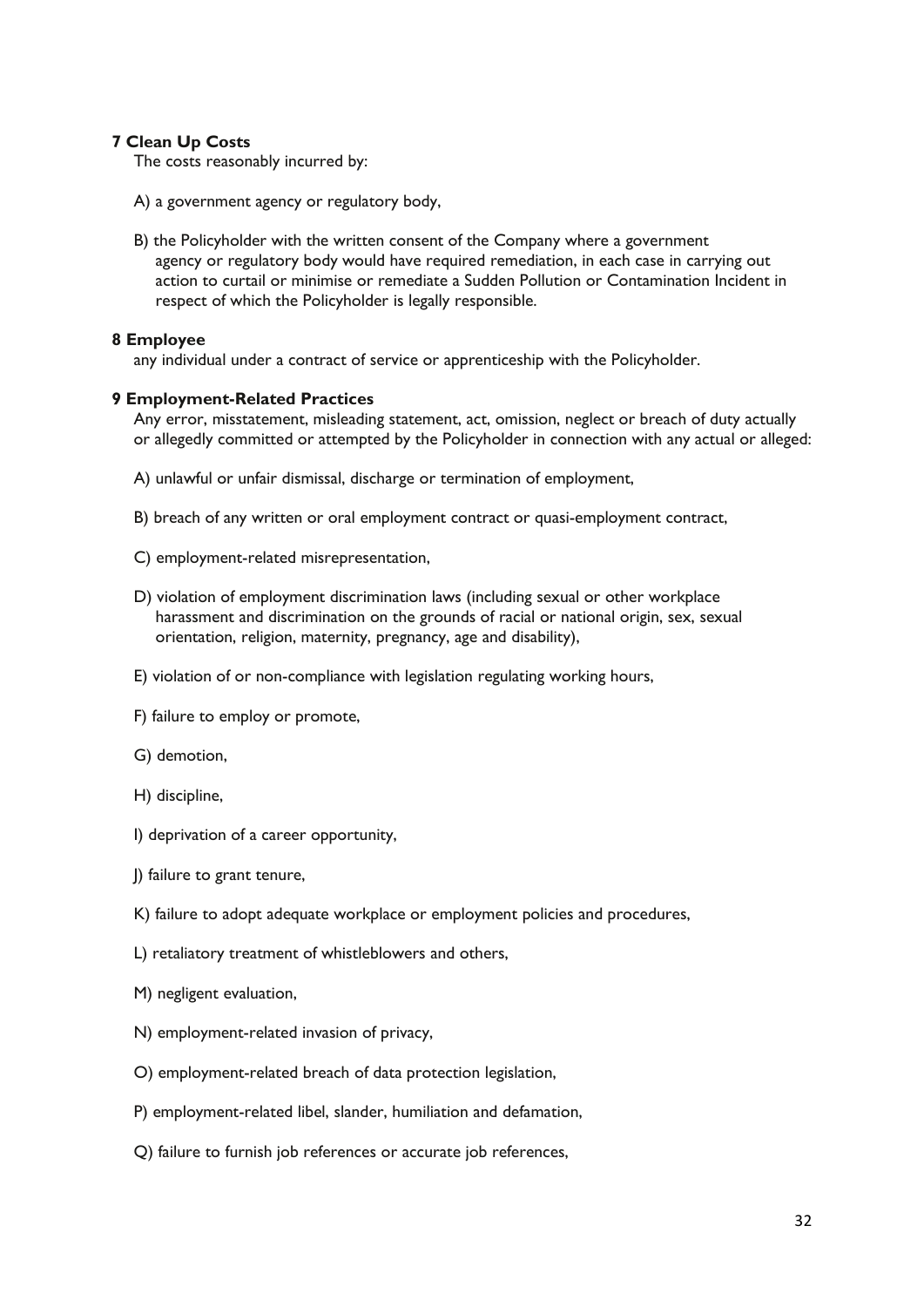**7 Clean Up Costs**

The costs reasonably incurred by:

A) a government agency or regulatory body,

B) the Policyholder with the written consent of the Company where a government agency or regulatory body would have required remediation, in each case in carrying out action to curtail or minimise or remediate a Sudden Pollution or Contamination Incident in respect of which the Policyholder is legally responsible.

**8 Employee**

any individual under a contract of service or apprenticeship with the Policyholder.

**9 Employment-Related Practices**

Any error, misstatement, misleading statement, act, omission, neglect or breach of duty actually or allegedly committed or attempted by the Policyholder in connection with any actual or alleged:

A) unlawful or unfair dismissal, discharge or termination of employment,

B) breach of any written or oral employment contract or quasi-employment contract,

C) employment-related misrepresentation,

D) violation of employment discrimination laws (including sexual or other workplace harassment and discrimination on the grounds of racial or national origin, sex, sexual orientation, religion, maternity, pregnancy, age and disability),

E) violation of or non-compliance with legislation regulating working hours,

F) failure to employ or promote,

G) demotion,

H) discipline,

I) deprivation of a career opportunity,

J) failure to grant tenure,

K) failure to adopt adequate workplace or employment policies and procedures,

L) retaliatory treatment of whistleblowers and others,

M) negligent evaluation,

N) employment-related invasion of privacy,

O) employment-related breach of data protection legislation,

P) employment-related libel, slander, humiliation and defamation,

Q) failure to furnish job references or accurate job references,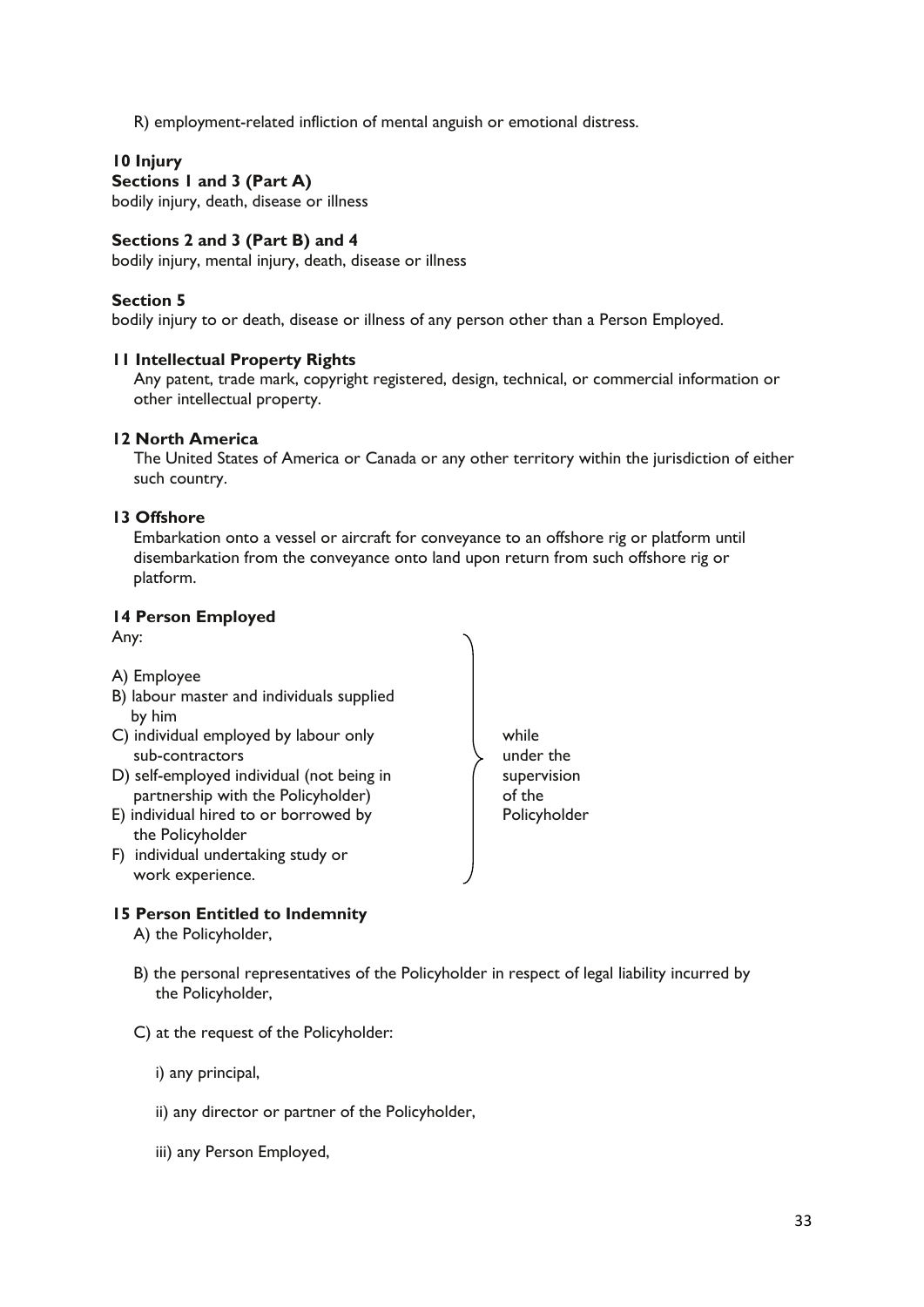R) employment-related infliction of mental anguish or emotional distress.

**10 Injury**

**Sections 1 and 3 (Part A)**

bodily injury, death, disease or illness

**Sections 2 and 3 (Part B) and 4**

bodily injury, mental injury, death, disease or illness

**Section 5**

bodily injury to or death, disease or illness of any person other than a Person Employed.

**11 Intellectual Property Rights**

Any patent, trade mark, copyright registered, design, technical, or commercial information or other intellectual property.

**12 North America**

The United States of America or Canada or any other territory within the jurisdiction of either such country.

**13 Offshore**

Embarkation onto a vessel or aircraft for conveyance to an offshore rig or platform until disembarkation from the conveyance onto land upon return from such offshore rig or platform.

**14 Person Employed**

Any:

A) Employee
B) labour master and individuals supplied by him
C) individual employed by labour only sub-contractors
D) self-employed individual (not being in partnership with the Policyholder)
E) individual hired to or borrowed by the Policyholder
F) individual undertaking study or work experience.

while under the supervision of the Policyholder

**15 Person Entitled to Indemnity**

A) the Policyholder,

B) the personal representatives of the Policyholder in respect of legal liability incurred by the Policyholder,

C) at the request of the Policyholder:

i) any principal,

ii) any director or partner of the Policyholder,

iii) any Person Employed,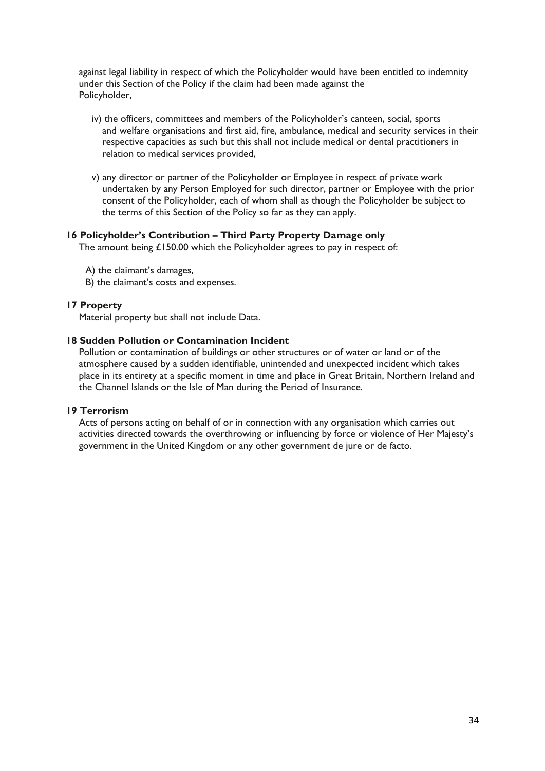against legal liability in respect of which the Policyholder would have been entitled to indemnity under this Section of the Policy if the claim had been made against the Policyholder,

iv) the officers, committees and members of the Policyholder's canteen, social, sports and welfare organisations and first aid, fire, ambulance, medical and security services in their respective capacities as such but this shall not include medical or dental practitioners in relation to medical services provided,

v) any director or partner of the Policyholder or Employee in respect of private work undertaken by any Person Employed for such director, partner or Employee with the prior consent of the Policyholder, each of whom shall as though the Policyholder be subject to the terms of this Section of the Policy so far as they can apply.

**16 Policyholder's Contribution – Third Party Property Damage only**

The amount being £150.00 which the Policyholder agrees to pay in respect of:

A) the claimant's damages,
B) the claimant's costs and expenses.

**17 Property**

Material property but shall not include Data.

**18 Sudden Pollution or Contamination Incident**

Pollution or contamination of buildings or other structures or of water or land or of the atmosphere caused by a sudden identifiable, unintended and unexpected incident which takes place in its entirety at a specific moment in time and place in Great Britain, Northern Ireland and the Channel Islands or the Isle of Man during the Period of Insurance.

**19 Terrorism**

Acts of persons acting on behalf of or in connection with any organisation which carries out activities directed towards the overthrowing or influencing by force or violence of Her Majesty's government in the United Kingdom or any other government de jure or de facto.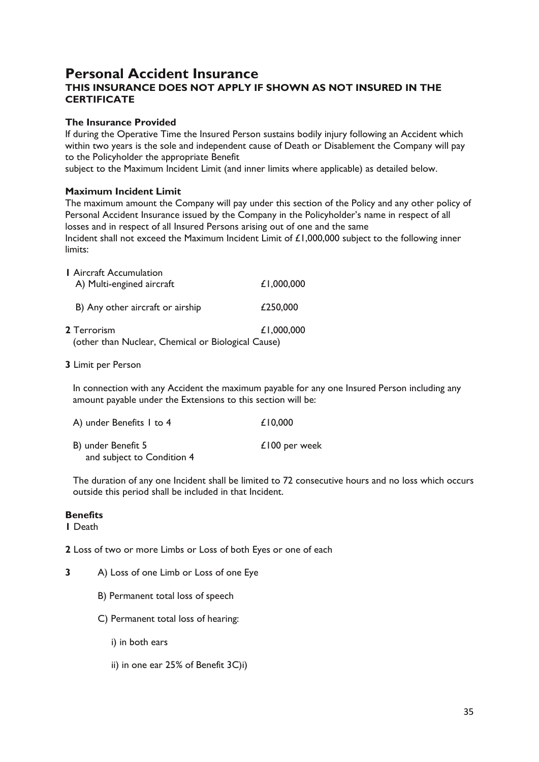# Personal Accident Insurance

**THIS INSURANCE DOES NOT APPLY IF SHOWN AS NOT INSURED IN THE CERTIFICATE**

### The Insurance Provided

If during the Operative Time the Insured Person sustains bodily injury following an Accident which within two years is the sole and independent cause of Death or Disablement the Company will pay to the Policyholder the appropriate Benefit
subject to the Maximum Incident Limit (and inner limits where applicable) as detailed below.

### Maximum Incident Limit

The maximum amount the Company will pay under this section of the Policy and any other policy of Personal Accident Insurance issued by the Company in the Policyholder's name in respect of all losses and in respect of all Insured Persons arising out of one and the same
Incident shall not exceed the Maximum Incident Limit of £1,000,000 subject to the following inner limits:

**1** Aircraft Accumulation

| | |
|---|---|
| A) Multi-engined aircraft | £1,000,000 |
| B) Any other aircraft or airship | £250,000 |

**2** Terrorism £1,000,000
(other than Nuclear, Chemical or Biological Cause)

**3** Limit per Person

In connection with any Accident the maximum payable for any one Insured Person including any amount payable under the Extensions to this section will be:

| | |
|---|---|
| A) under Benefits 1 to 4 | £10,000 |
| B) under Benefit 5 and subject to Condition 4 | £100 per week |

The duration of any one Incident shall be limited to 72 consecutive hours and no loss which occurs outside this period shall be included in that Incident.

### Benefits

**1** Death

**2** Loss of two or more Limbs or Loss of both Eyes or one of each

**3**
- A) Loss of one Limb or Loss of one Eye
- B) Permanent total loss of speech
- C) Permanent total loss of hearing:
  - i) in both ears
  - ii) in one ear 25% of Benefit 3C)i)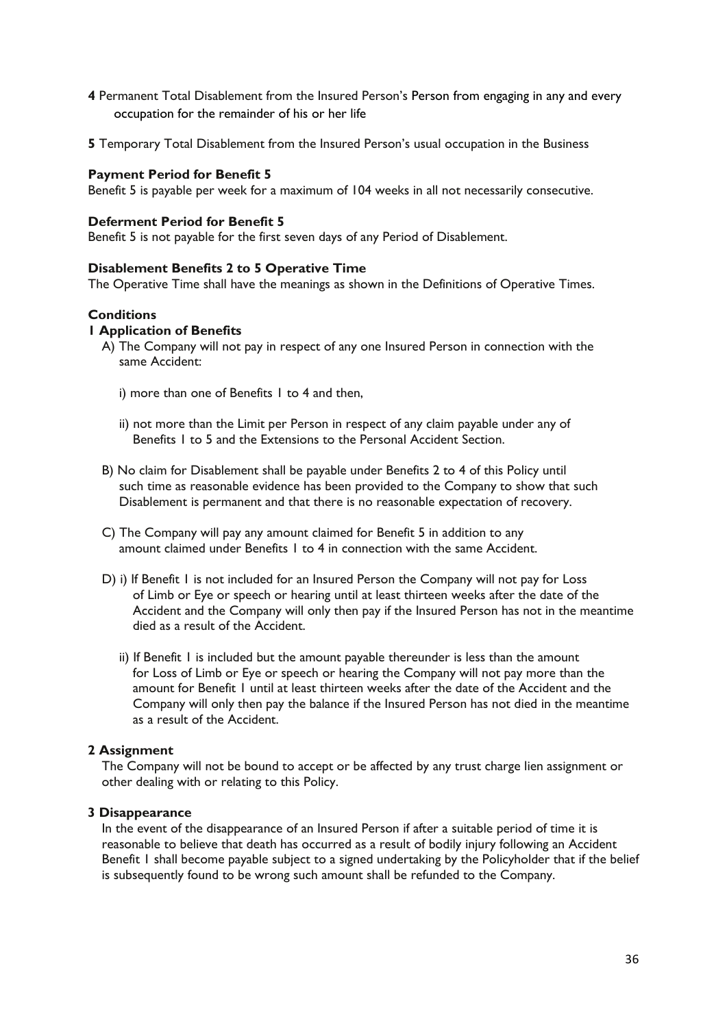**4** Permanent Total Disablement from the Insured Person's Person from engaging in any and every occupation for the remainder of his or her life

**5** Temporary Total Disablement from the Insured Person's usual occupation in the Business

**Payment Period for Benefit 5**

Benefit 5 is payable per week for a maximum of 104 weeks in all not necessarily consecutive.

**Deferment Period for Benefit 5**

Benefit 5 is not payable for the first seven days of any Period of Disablement.

**Disablement Benefits 2 to 5 Operative Time**

The Operative Time shall have the meanings as shown in the Definitions of Operative Times.

**Conditions**

**1 Application of Benefits**

A) The Company will not pay in respect of any one Insured Person in connection with the same Accident:

   i) more than one of Benefits 1 to 4 and then,

   ii) not more than the Limit per Person in respect of any claim payable under any of Benefits 1 to 5 and the Extensions to the Personal Accident Section.

B) No claim for Disablement shall be payable under Benefits 2 to 4 of this Policy until such time as reasonable evidence has been provided to the Company to show that such Disablement is permanent and that there is no reasonable expectation of recovery.

C) The Company will pay any amount claimed for Benefit 5 in addition to any amount claimed under Benefits 1 to 4 in connection with the same Accident.

D) i) If Benefit 1 is not included for an Insured Person the Company will not pay for Loss of Limb or Eye or speech or hearing until at least thirteen weeks after the date of the Accident and the Company will only then pay if the Insured Person has not in the meantime died as a result of the Accident.

   ii) If Benefit 1 is included but the amount payable thereunder is less than the amount for Loss of Limb or Eye or speech or hearing the Company will not pay more than the amount for Benefit 1 until at least thirteen weeks after the date of the Accident and the Company will only then pay the balance if the Insured Person has not died in the meantime as a result of the Accident.

**2 Assignment**

The Company will not be bound to accept or be affected by any trust charge lien assignment or other dealing with or relating to this Policy.

**3 Disappearance**

In the event of the disappearance of an Insured Person if after a suitable period of time it is reasonable to believe that death has occurred as a result of bodily injury following an Accident Benefit 1 shall become payable subject to a signed undertaking by the Policyholder that if the belief is subsequently found to be wrong such amount shall be refunded to the Company.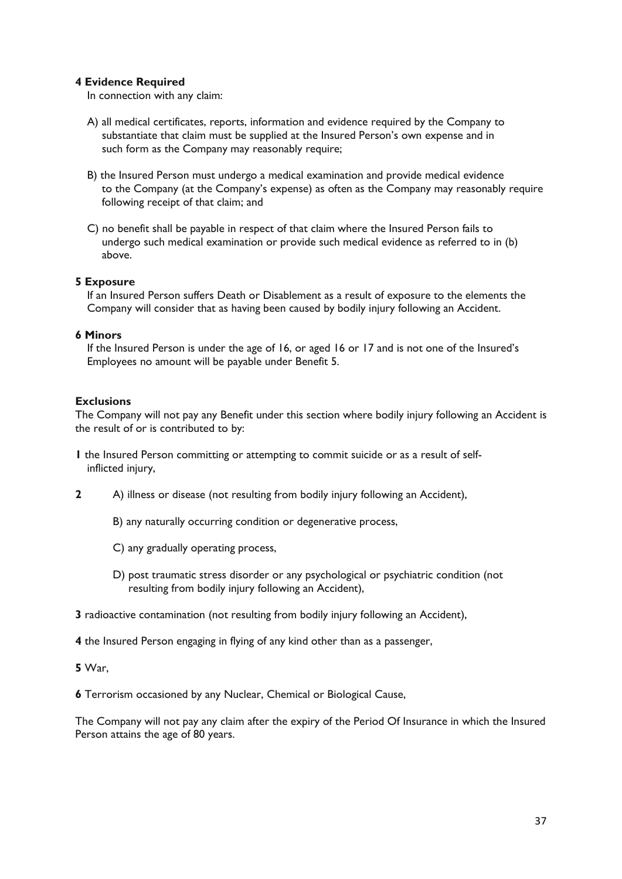**4 Evidence Required**

In connection with any claim:

A) all medical certificates, reports, information and evidence required by the Company to substantiate that claim must be supplied at the Insured Person's own expense and in such form as the Company may reasonably require;

B) the Insured Person must undergo a medical examination and provide medical evidence to the Company (at the Company's expense) as often as the Company may reasonably require following receipt of that claim; and

C) no benefit shall be payable in respect of that claim where the Insured Person fails to undergo such medical examination or provide such medical evidence as referred to in (b) above.

**5 Exposure**

If an Insured Person suffers Death or Disablement as a result of exposure to the elements the Company will consider that as having been caused by bodily injury following an Accident.

**6 Minors**

If the Insured Person is under the age of 16, or aged 16 or 17 and is not one of the Insured's Employees no amount will be payable under Benefit 5.

**Exclusions**

The Company will not pay any Benefit under this section where bodily injury following an Accident is the result of or is contributed to by:

**1** the Insured Person committing or attempting to commit suicide or as a result of self-inflicted injury,

**2** A) illness or disease (not resulting from bodily injury following an Accident),

B) any naturally occurring condition or degenerative process,

C) any gradually operating process,

D) post traumatic stress disorder or any psychological or psychiatric condition (not resulting from bodily injury following an Accident),

**3** radioactive contamination (not resulting from bodily injury following an Accident),

**4** the Insured Person engaging in flying of any kind other than as a passenger,

**5** War,

**6** Terrorism occasioned by any Nuclear, Chemical or Biological Cause,

The Company will not pay any claim after the expiry of the Period Of Insurance in which the Insured Person attains the age of 80 years.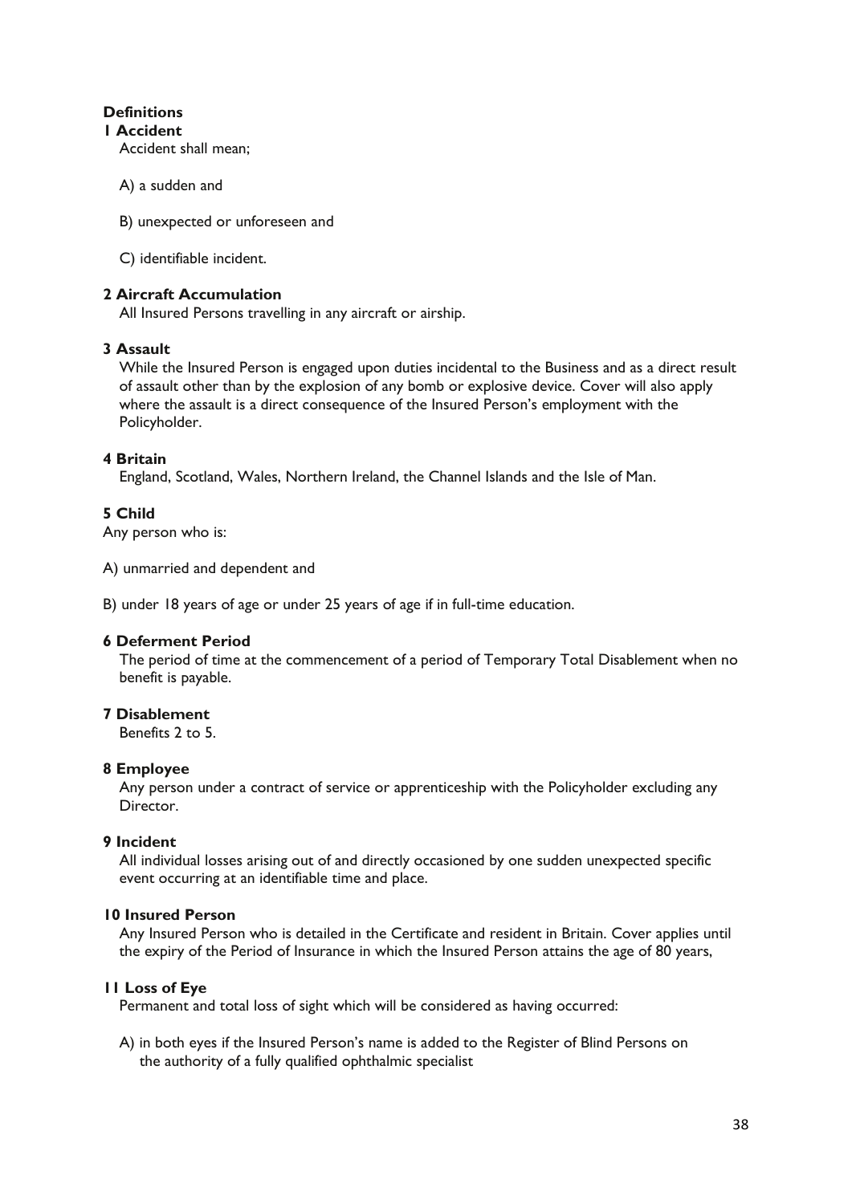## Definitions

### 1 Accident

Accident shall mean;

A) a sudden and

B) unexpected or unforeseen and

C) identifiable incident.

### 2 Aircraft Accumulation

All Insured Persons travelling in any aircraft or airship.

### 3 Assault

While the Insured Person is engaged upon duties incidental to the Business and as a direct result of assault other than by the explosion of any bomb or explosive device. Cover will also apply where the assault is a direct consequence of the Insured Person's employment with the Policyholder.

### 4 Britain

England, Scotland, Wales, Northern Ireland, the Channel Islands and the Isle of Man.

### 5 Child

Any person who is:

A) unmarried and dependent and

B) under 18 years of age or under 25 years of age if in full-time education.

### 6 Deferment Period

The period of time at the commencement of a period of Temporary Total Disablement when no benefit is payable.

### 7 Disablement

Benefits 2 to 5.

### 8 Employee

Any person under a contract of service or apprenticeship with the Policyholder excluding any Director.

### 9 Incident

All individual losses arising out of and directly occasioned by one sudden unexpected specific event occurring at an identifiable time and place.

### 10 Insured Person

Any Insured Person who is detailed in the Certificate and resident in Britain. Cover applies until the expiry of the Period of Insurance in which the Insured Person attains the age of 80 years,

### 11 Loss of Eye

Permanent and total loss of sight which will be considered as having occurred:

A) in both eyes if the Insured Person's name is added to the Register of Blind Persons on the authority of a fully qualified ophthalmic specialist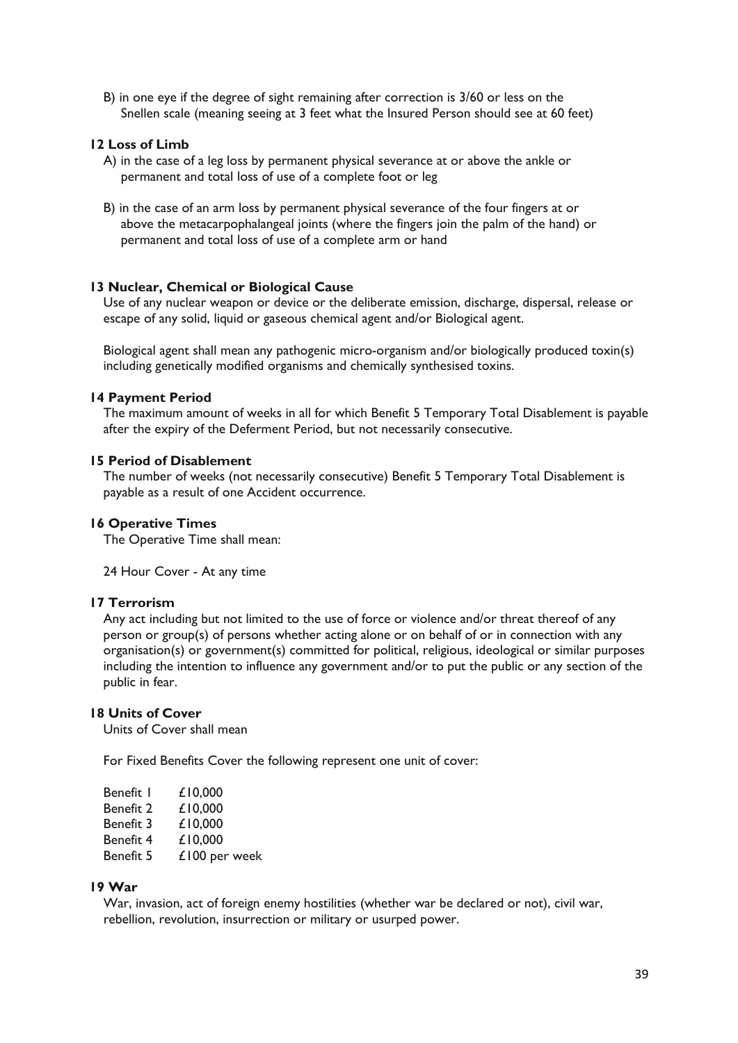B) in one eye if the degree of sight remaining after correction is 3/60 or less on the Snellen scale (meaning seeing at 3 feet what the Insured Person should see at 60 feet)

**12 Loss of Limb**

A) in the case of a leg loss by permanent physical severance at or above the ankle or permanent and total loss of use of a complete foot or leg

B) in the case of an arm loss by permanent physical severance of the four fingers at or above the metacarpophalangeal joints (where the fingers join the palm of the hand) or permanent and total loss of use of a complete arm or hand

**13 Nuclear, Chemical or Biological Cause**

Use of any nuclear weapon or device or the deliberate emission, discharge, dispersal, release or escape of any solid, liquid or gaseous chemical agent and/or Biological agent.

Biological agent shall mean any pathogenic micro-organism and/or biologically produced toxin(s) including genetically modified organisms and chemically synthesised toxins.

**14 Payment Period**

The maximum amount of weeks in all for which Benefit 5 Temporary Total Disablement is payable after the expiry of the Deferment Period, but not necessarily consecutive.

**15 Period of Disablement**

The number of weeks (not necessarily consecutive) Benefit 5 Temporary Total Disablement is payable as a result of one Accident occurrence.

**16 Operative Times**

The Operative Time shall mean:

24 Hour Cover - At any time

**17 Terrorism**

Any act including but not limited to the use of force or violence and/or threat thereof of any person or group(s) of persons whether acting alone or on behalf of or in connection with any organisation(s) or government(s) committed for political, religious, ideological or similar purposes including the intention to influence any government and/or to put the public or any section of the public in fear.

**18 Units of Cover**

Units of Cover shall mean

For Fixed Benefits Cover the following represent one unit of cover:

| | |
|---|---|
| Benefit 1 | £10,000 |
| Benefit 2 | £10,000 |
| Benefit 3 | £10,000 |
| Benefit 4 | £10,000 |
| Benefit 5 | £100 per week |

**19 War**

War, invasion, act of foreign enemy hostilities (whether war be declared or not), civil war, rebellion, revolution, insurrection or military or usurped power.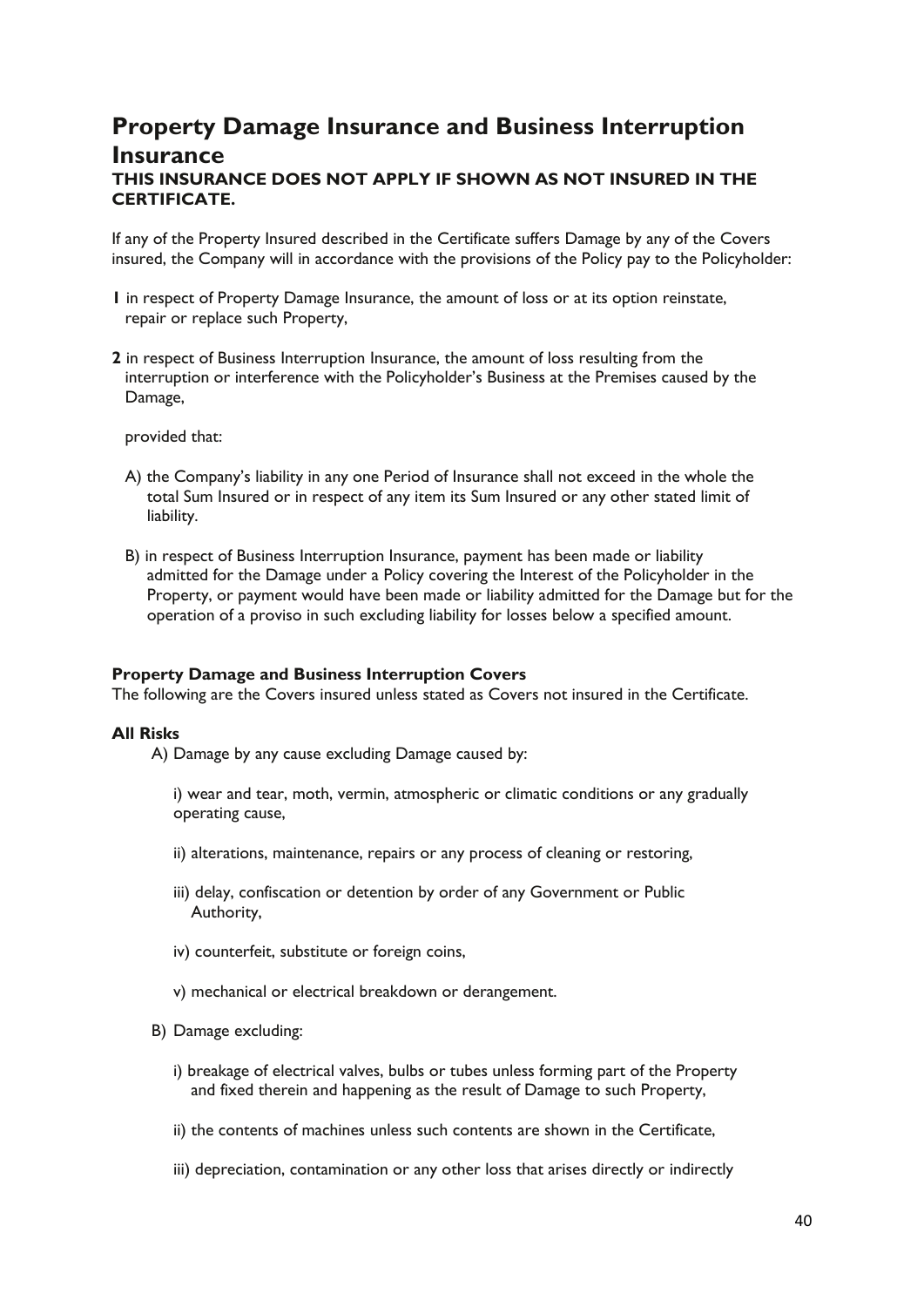# Property Damage Insurance and Business Interruption Insurance

**THIS INSURANCE DOES NOT APPLY IF SHOWN AS NOT INSURED IN THE CERTIFICATE.**

If any of the Property Insured described in the Certificate suffers Damage by any of the Covers insured, the Company will in accordance with the provisions of the Policy pay to the Policyholder:

**1** in respect of Property Damage Insurance, the amount of loss or at its option reinstate, repair or replace such Property,

**2** in respect of Business Interruption Insurance, the amount of loss resulting from the interruption or interference with the Policyholder's Business at the Premises caused by the Damage,

provided that:

A) the Company's liability in any one Period of Insurance shall not exceed in the whole the total Sum Insured or in respect of any item its Sum Insured or any other stated limit of liability.

B) in respect of Business Interruption Insurance, payment has been made or liability admitted for the Damage under a Policy covering the Interest of the Policyholder in the Property, or payment would have been made or liability admitted for the Damage but for the operation of a proviso in such excluding liability for losses below a specified amount.

**Property Damage and Business Interruption Covers**

The following are the Covers insured unless stated as Covers not insured in the Certificate.

**All Risks**

A) Damage by any cause excluding Damage caused by:

i) wear and tear, moth, vermin, atmospheric or climatic conditions or any gradually operating cause,

ii) alterations, maintenance, repairs or any process of cleaning or restoring,

iii) delay, confiscation or detention by order of any Government or Public Authority,

iv) counterfeit, substitute or foreign coins,

v) mechanical or electrical breakdown or derangement.

B) Damage excluding:

i) breakage of electrical valves, bulbs or tubes unless forming part of the Property and fixed therein and happening as the result of Damage to such Property,

ii) the contents of machines unless such contents are shown in the Certificate,

iii) depreciation, contamination or any other loss that arises directly or indirectly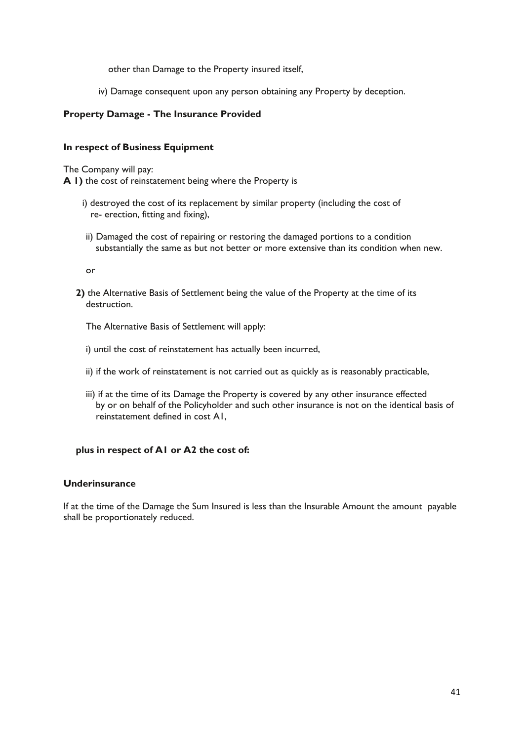other than Damage to the Property insured itself,

iv) Damage consequent upon any person obtaining any Property by deception.

**Property Damage - The Insurance Provided**

**In respect of Business Equipment**

The Company will pay:

**A 1)** the cost of reinstatement being where the Property is

i) destroyed the cost of its replacement by similar property (including the cost of re- erection, fitting and fixing),

ii) Damaged the cost of repairing or restoring the damaged portions to a condition substantially the same as but not better or more extensive than its condition when new.

or

**2)** the Alternative Basis of Settlement being the value of the Property at the time of its destruction.

The Alternative Basis of Settlement will apply:

i) until the cost of reinstatement has actually been incurred,

ii) if the work of reinstatement is not carried out as quickly as is reasonably practicable,

iii) if at the time of its Damage the Property is covered by any other insurance effected by or on behalf of the Policyholder and such other insurance is not on the identical basis of reinstatement defined in cost A1,

**plus in respect of A1 or A2 the cost of:**

**Underinsurance**

If at the time of the Damage the Sum Insured is less than the Insurable Amount the amount payable shall be proportionately reduced.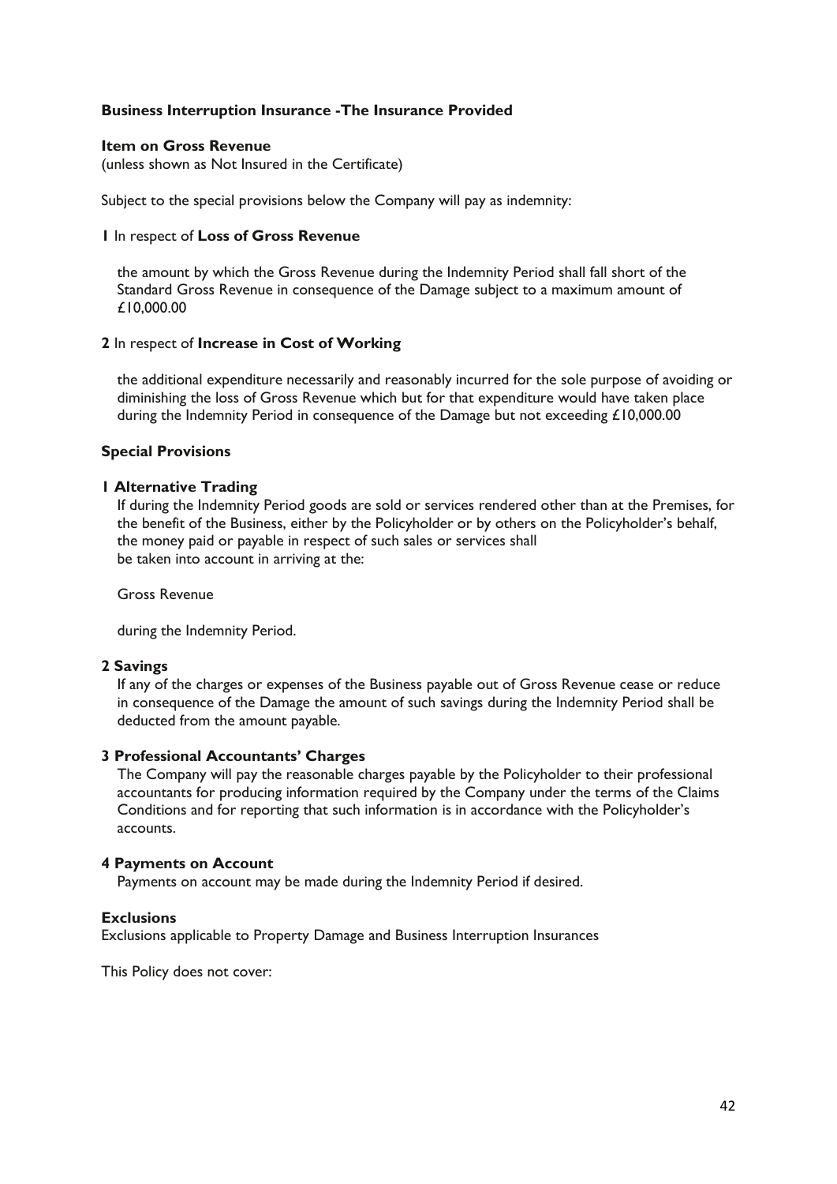## Business Interruption Insurance -The Insurance Provided

**Item on Gross Revenue**
(unless shown as Not Insured in the Certificate)

Subject to the special provisions below the Company will pay as indemnity:

**1** In respect of **Loss of Gross Revenue**

the amount by which the Gross Revenue during the Indemnity Period shall fall short of the Standard Gross Revenue in consequence of the Damage subject to a maximum amount of £10,000.00

**2** In respect of **Increase in Cost of Working**

the additional expenditure necessarily and reasonably incurred for the sole purpose of avoiding or diminishing the loss of Gross Revenue which but for that expenditure would have taken place during the Indemnity Period in consequence of the Damage but not exceeding £10,000.00

### Special Provisions

**1 Alternative Trading**

If during the Indemnity Period goods are sold or services rendered other than at the Premises, for the benefit of the Business, either by the Policyholder or by others on the Policyholder's behalf, the money paid or payable in respect of such sales or services shall be taken into account in arriving at the:

Gross Revenue

during the Indemnity Period.

**2 Savings**

If any of the charges or expenses of the Business payable out of Gross Revenue cease or reduce in consequence of the Damage the amount of such savings during the Indemnity Period shall be deducted from the amount payable.

**3 Professional Accountants' Charges**

The Company will pay the reasonable charges payable by the Policyholder to their professional accountants for producing information required by the Company under the terms of the Claims Conditions and for reporting that such information is in accordance with the Policyholder's accounts.

**4 Payments on Account**

Payments on account may be made during the Indemnity Period if desired.

### Exclusions

Exclusions applicable to Property Damage and Business Interruption Insurances

This Policy does not cover: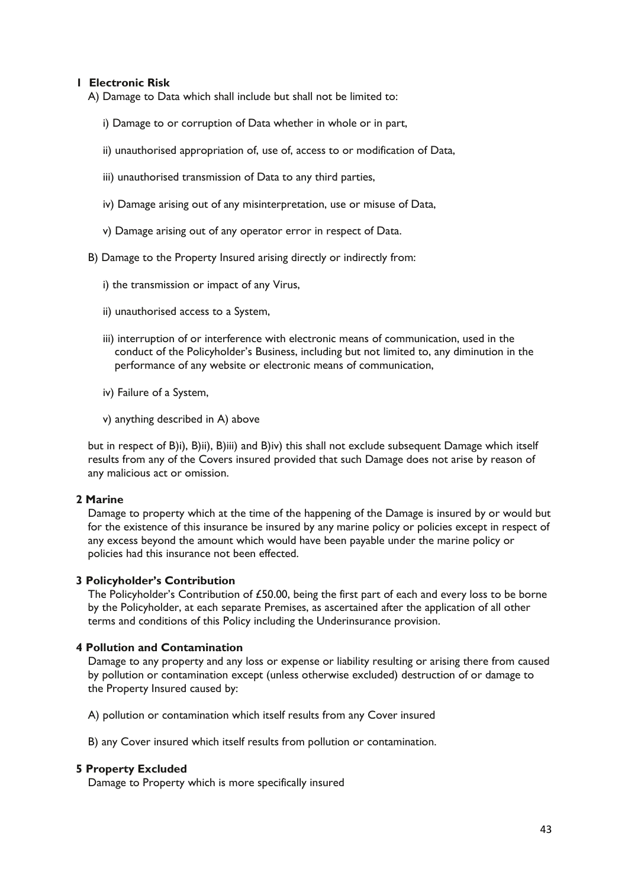**1 Electronic Risk**

A) Damage to Data which shall include but shall not be limited to:

i) Damage to or corruption of Data whether in whole or in part,

ii) unauthorised appropriation of, use of, access to or modification of Data,

iii) unauthorised transmission of Data to any third parties,

iv) Damage arising out of any misinterpretation, use or misuse of Data,

v) Damage arising out of any operator error in respect of Data.

B) Damage to the Property Insured arising directly or indirectly from:

i) the transmission or impact of any Virus,

ii) unauthorised access to a System,

iii) interruption of or interference with electronic means of communication, used in the conduct of the Policyholder's Business, including but not limited to, any diminution in the performance of any website or electronic means of communication,

iv) Failure of a System,

v) anything described in A) above

but in respect of B)i), B)ii), B)iii) and B)iv) this shall not exclude subsequent Damage which itself results from any of the Covers insured provided that such Damage does not arise by reason of any malicious act or omission.

**2 Marine**

Damage to property which at the time of the happening of the Damage is insured by or would but for the existence of this insurance be insured by any marine policy or policies except in respect of any excess beyond the amount which would have been payable under the marine policy or policies had this insurance not been effected.

**3 Policyholder's Contribution**

The Policyholder's Contribution of £50.00, being the first part of each and every loss to be borne by the Policyholder, at each separate Premises, as ascertained after the application of all other terms and conditions of this Policy including the Underinsurance provision.

**4 Pollution and Contamination**

Damage to any property and any loss or expense or liability resulting or arising there from caused by pollution or contamination except (unless otherwise excluded) destruction of or damage to the Property Insured caused by:

A) pollution or contamination which itself results from any Cover insured

B) any Cover insured which itself results from pollution or contamination.

**5 Property Excluded**

Damage to Property which is more specifically insured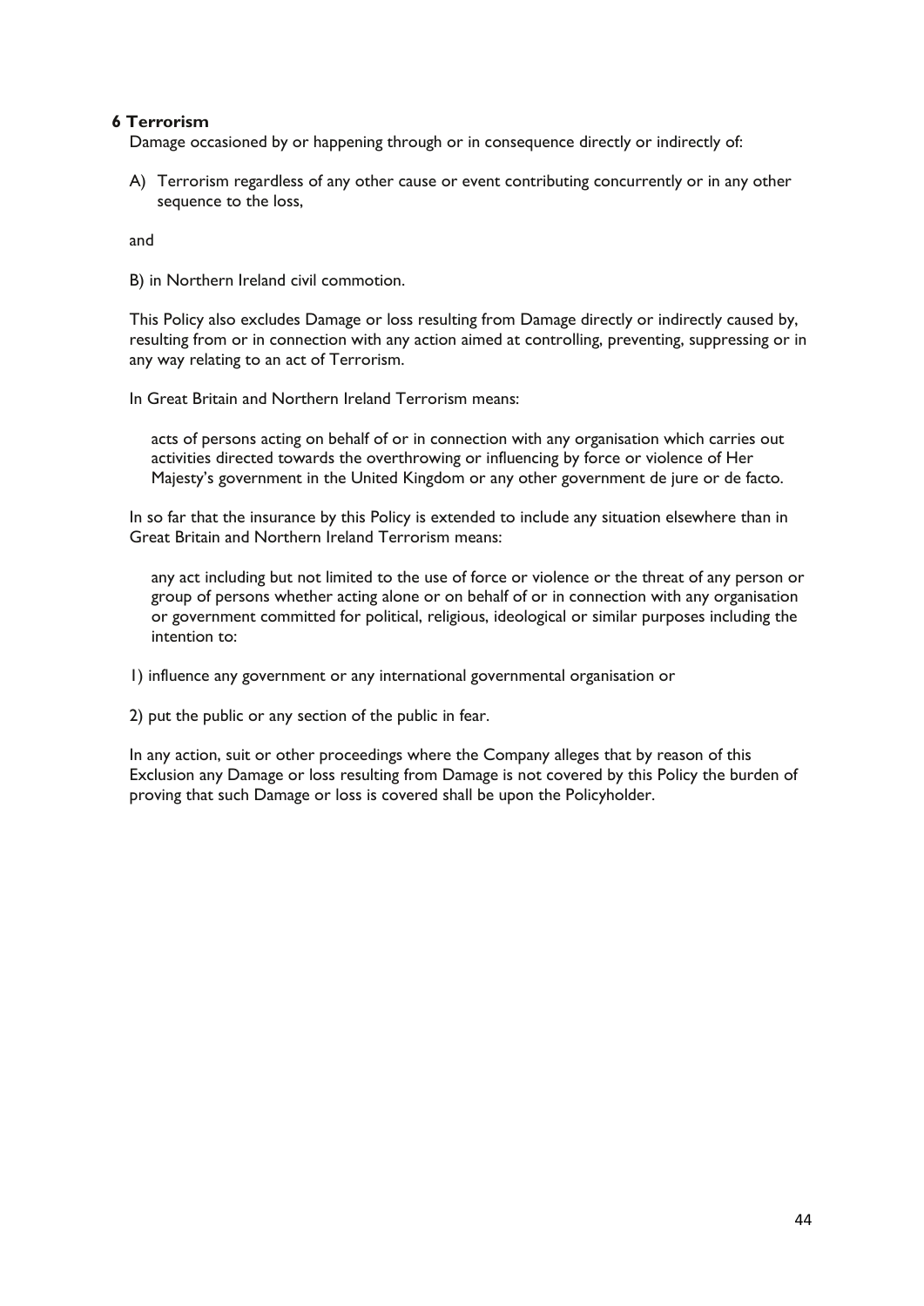**6 Terrorism**

Damage occasioned by or happening through or in consequence directly or indirectly of:

A) Terrorism regardless of any other cause or event contributing concurrently or in any other sequence to the loss,

and

B) in Northern Ireland civil commotion.

This Policy also excludes Damage or loss resulting from Damage directly or indirectly caused by, resulting from or in connection with any action aimed at controlling, preventing, suppressing or in any way relating to an act of Terrorism.

In Great Britain and Northern Ireland Terrorism means:

> acts of persons acting on behalf of or in connection with any organisation which carries out activities directed towards the overthrowing or influencing by force or violence of Her Majesty's government in the United Kingdom or any other government de jure or de facto.

In so far that the insurance by this Policy is extended to include any situation elsewhere than in Great Britain and Northern Ireland Terrorism means:

> any act including but not limited to the use of force or violence or the threat of any person or group of persons whether acting alone or on behalf of or in connection with any organisation or government committed for political, religious, ideological or similar purposes including the intention to:

1) influence any government or any international governmental organisation or

2) put the public or any section of the public in fear.

In any action, suit or other proceedings where the Company alleges that by reason of this Exclusion any Damage or loss resulting from Damage is not covered by this Policy the burden of proving that such Damage or loss is covered shall be upon the Policyholder.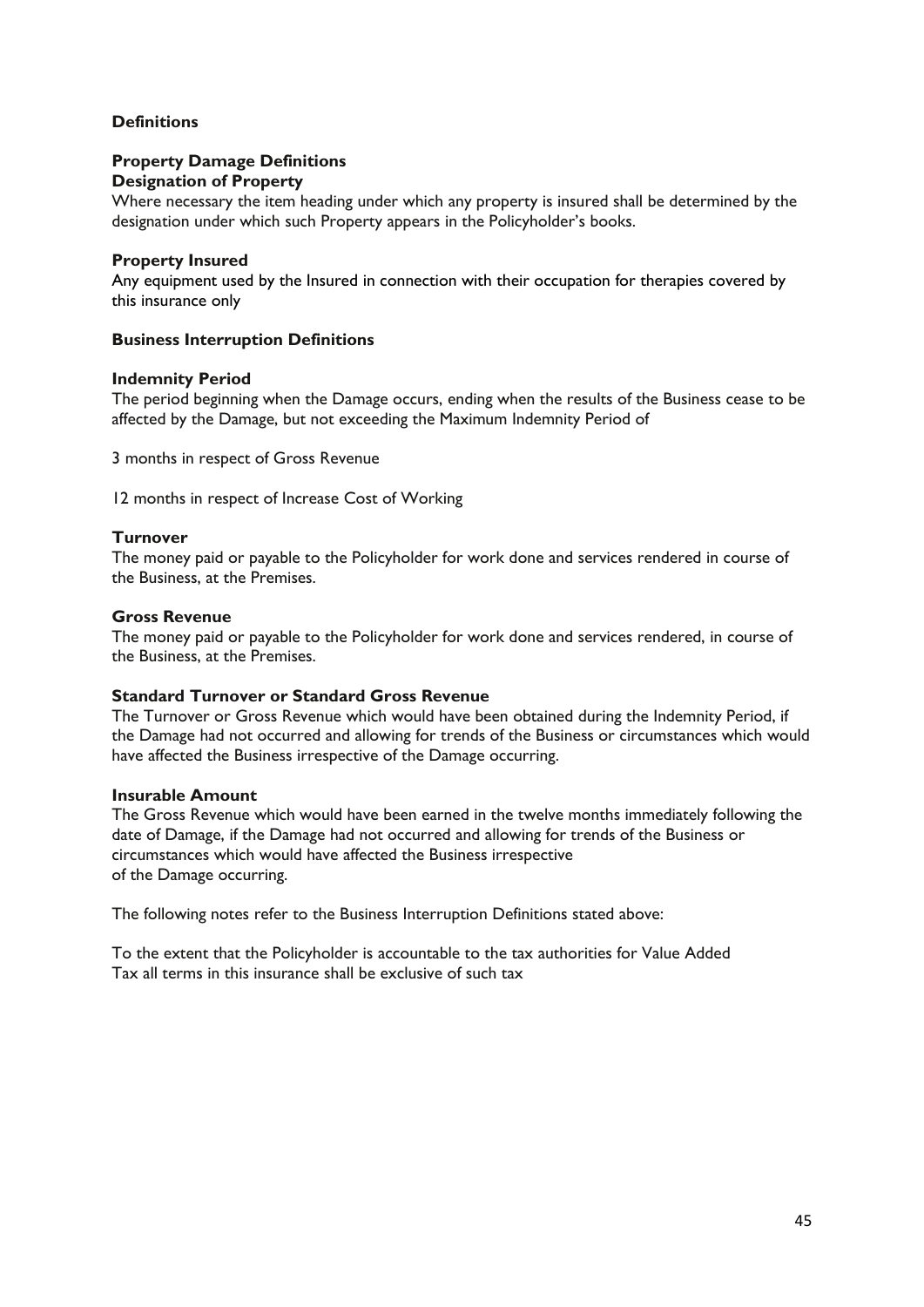## Definitions

### Property Damage Definitions

**Designation of Property**

Where necessary the item heading under which any property is insured shall be determined by the designation under which such Property appears in the Policyholder's books.

**Property Insured**

Any equipment used by the Insured in connection with their occupation for therapies covered by this insurance only

### Business Interruption Definitions

**Indemnity Period**

The period beginning when the Damage occurs, ending when the results of the Business cease to be affected by the Damage, but not exceeding the Maximum Indemnity Period of

3 months in respect of Gross Revenue

12 months in respect of Increase Cost of Working

**Turnover**

The money paid or payable to the Policyholder for work done and services rendered in course of the Business, at the Premises.

**Gross Revenue**

The money paid or payable to the Policyholder for work done and services rendered, in course of the Business, at the Premises.

**Standard Turnover or Standard Gross Revenue**

The Turnover or Gross Revenue which would have been obtained during the Indemnity Period, if the Damage had not occurred and allowing for trends of the Business or circumstances which would have affected the Business irrespective of the Damage occurring.

**Insurable Amount**

The Gross Revenue which would have been earned in the twelve months immediately following the date of Damage, if the Damage had not occurred and allowing for trends of the Business or circumstances which would have affected the Business irrespective of the Damage occurring.

The following notes refer to the Business Interruption Definitions stated above:

To the extent that the Policyholder is accountable to the tax authorities for Value Added Tax all terms in this insurance shall be exclusive of such tax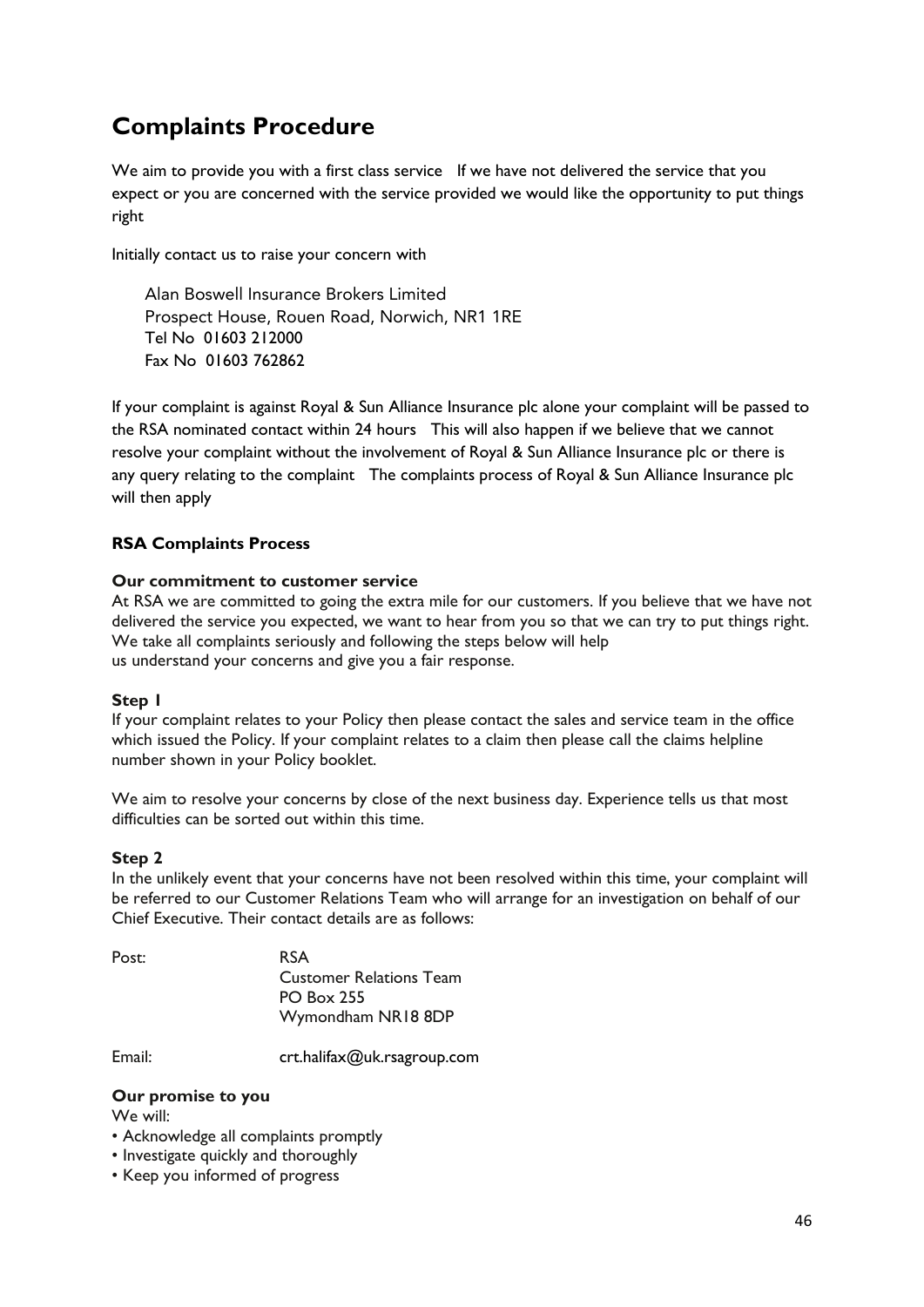# Complaints Procedure

We aim to provide you with a first class service   If we have not delivered the service that you expect or you are concerned with the service provided we would like the opportunity to put things right

Initially contact us to raise your concern with

Alan Boswell Insurance Brokers Limited
Prospect House, Rouen Road, Norwich, NR1 1RE
Tel No  01603 212000
Fax No  01603 762862

If your complaint is against Royal & Sun Alliance Insurance plc alone your complaint will be passed to the RSA nominated contact within 24 hours   This will also happen if we believe that we cannot resolve your complaint without the involvement of Royal & Sun Alliance Insurance plc or there is any query relating to the complaint   The complaints process of Royal & Sun Alliance Insurance plc will then apply

**RSA Complaints Process**

**Our commitment to customer service**

At RSA we are committed to going the extra mile for our customers. If you believe that we have not delivered the service you expected, we want to hear from you so that we can try to put things right. We take all complaints seriously and following the steps below will help us understand your concerns and give you a fair response.

**Step 1**

If your complaint relates to your Policy then please contact the sales and service team in the office which issued the Policy. If your complaint relates to a claim then please call the claims helpline number shown in your Policy booklet.

We aim to resolve your concerns by close of the next business day. Experience tells us that most difficulties can be sorted out within this time.

**Step 2**

In the unlikely event that your concerns have not been resolved within this time, your complaint will be referred to our Customer Relations Team who will arrange for an investigation on behalf of our Chief Executive. Their contact details are as follows:

Post: RSA
Customer Relations Team
PO Box 255
Wymondham NR18 8DP

Email: crt.halifax@uk.rsagroup.com

**Our promise to you**

We will:

- Acknowledge all complaints promptly
- Investigate quickly and thoroughly
- Keep you informed of progress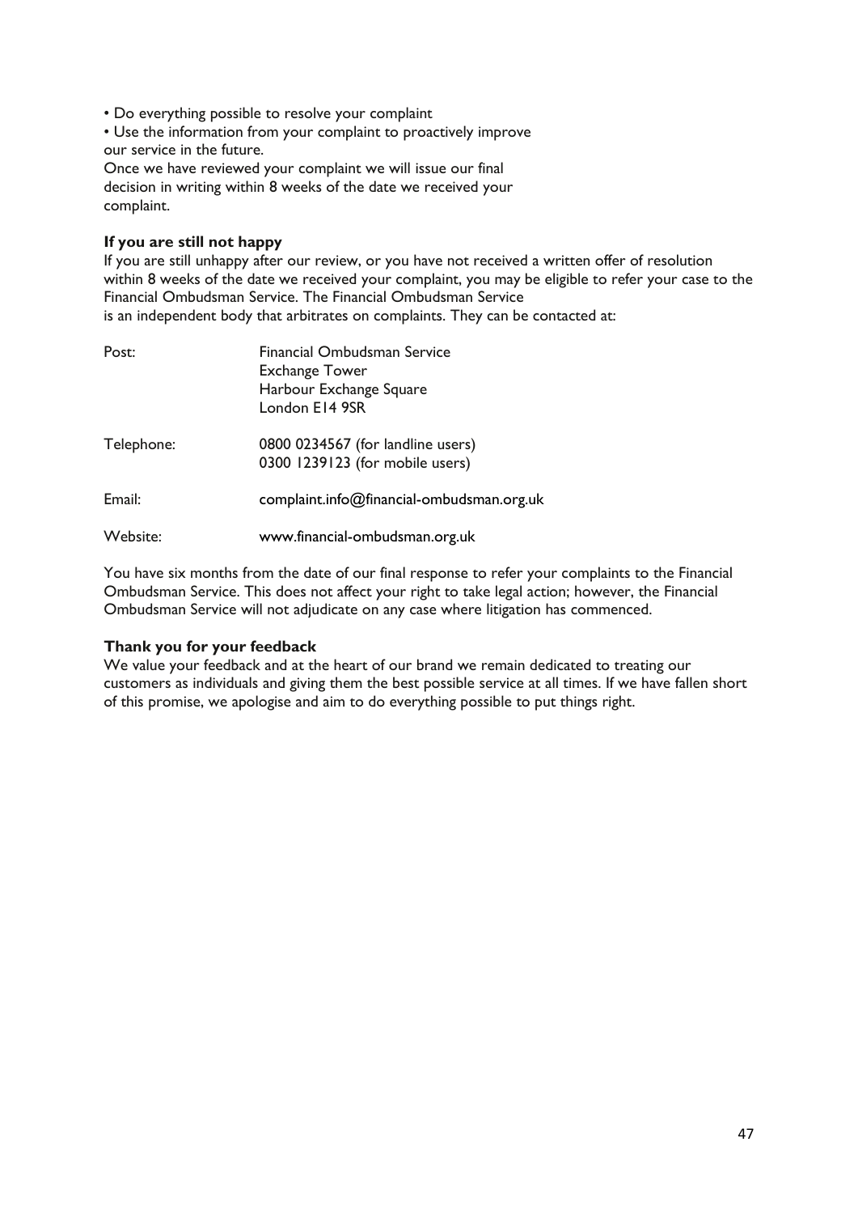- Do everything possible to resolve your complaint
- Use the information from your complaint to proactively improve our service in the future.

Once we have reviewed your complaint we will issue our final decision in writing within 8 weeks of the date we received your complaint.

**If you are still not happy**

If you are still unhappy after our review, or you have not received a written offer of resolution within 8 weeks of the date we received your complaint, you may be eligible to refer your case to the Financial Ombudsman Service. The Financial Ombudsman Service is an independent body that arbitrates on complaints. They can be contacted at:

| | |
|---|---|
| Post: | Financial Ombudsman Service<br>Exchange Tower<br>Harbour Exchange Square<br>London E14 9SR |
| Telephone: | 0800 0234567 (for landline users)<br>0300 1239123 (for mobile users) |
| Email: | complaint.info@financial-ombudsman.org.uk |
| Website: | www.financial-ombudsman.org.uk |

You have six months from the date of our final response to refer your complaints to the Financial Ombudsman Service. This does not affect your right to take legal action; however, the Financial Ombudsman Service will not adjudicate on any case where litigation has commenced.

**Thank you for your feedback**

We value your feedback and at the heart of our brand we remain dedicated to treating our customers as individuals and giving them the best possible service at all times. If we have fallen short of this promise, we apologise and aim to do everything possible to put things right.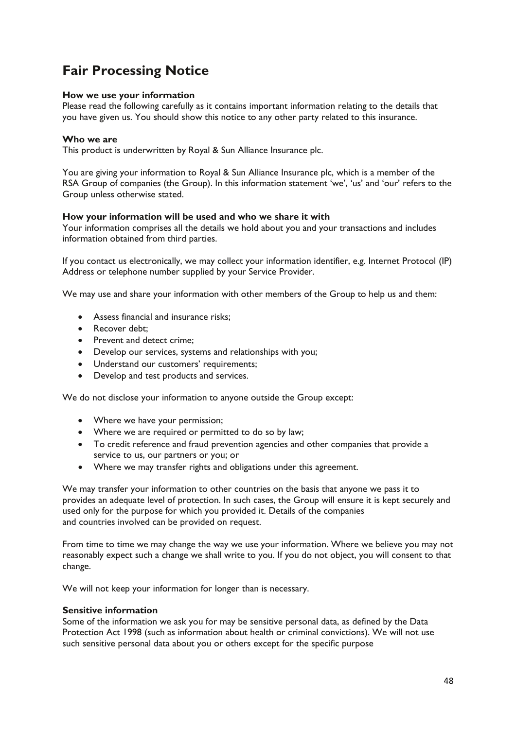# Fair Processing Notice

**How we use your information**
Please read the following carefully as it contains important information relating to the details that you have given us. You should show this notice to any other party related to this insurance.

**Who we are**
This product is underwritten by Royal & Sun Alliance Insurance plc.

You are giving your information to Royal & Sun Alliance Insurance plc, which is a member of the RSA Group of companies (the Group). In this information statement 'we', 'us' and 'our' refers to the Group unless otherwise stated.

**How your information will be used and who we share it with**
Your information comprises all the details we hold about you and your transactions and includes information obtained from third parties.

If you contact us electronically, we may collect your information identifier, e.g. Internet Protocol (IP) Address or telephone number supplied by your Service Provider.

We may use and share your information with other members of the Group to help us and them:

- Assess financial and insurance risks;
- Recover debt;
- Prevent and detect crime;
- Develop our services, systems and relationships with you;
- Understand our customers' requirements;
- Develop and test products and services.

We do not disclose your information to anyone outside the Group except:

- Where we have your permission;
- Where we are required or permitted to do so by law;
- To credit reference and fraud prevention agencies and other companies that provide a service to us, our partners or you; or
- Where we may transfer rights and obligations under this agreement.

We may transfer your information to other countries on the basis that anyone we pass it to provides an adequate level of protection. In such cases, the Group will ensure it is kept securely and used only for the purpose for which you provided it. Details of the companies and countries involved can be provided on request.

From time to time we may change the way we use your information. Where we believe you may not reasonably expect such a change we shall write to you. If you do not object, you will consent to that change.

We will not keep your information for longer than is necessary.

**Sensitive information**
Some of the information we ask you for may be sensitive personal data, as defined by the Data Protection Act 1998 (such as information about health or criminal convictions). We will not use such sensitive personal data about you or others except for the specific purpose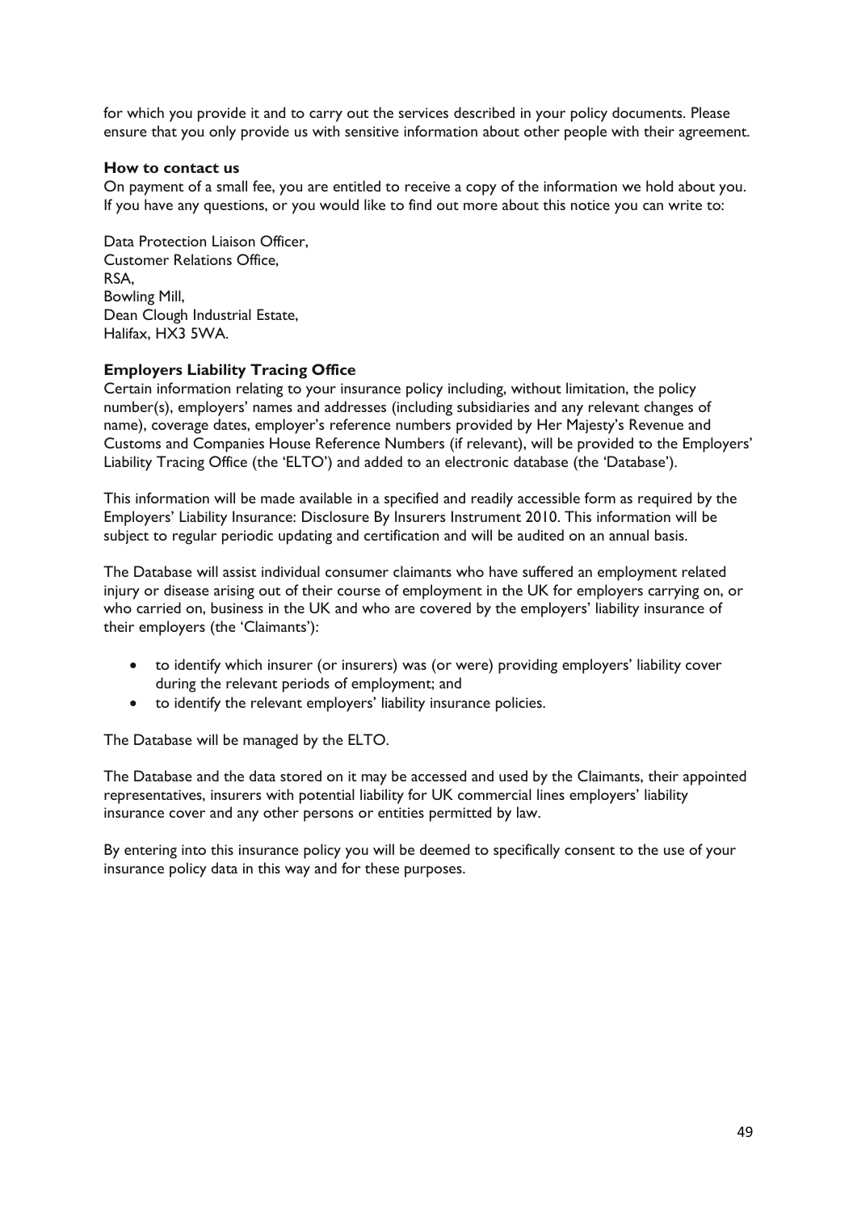for which you provide it and to carry out the services described in your policy documents. Please ensure that you only provide us with sensitive information about other people with their agreement.

**How to contact us**

On payment of a small fee, you are entitled to receive a copy of the information we hold about you. If you have any questions, or you would like to find out more about this notice you can write to:

Data Protection Liaison Officer,
Customer Relations Office,
RSA,
Bowling Mill,
Dean Clough Industrial Estate,
Halifax, HX3 5WA.

**Employers Liability Tracing Office**

Certain information relating to your insurance policy including, without limitation, the policy number(s), employers' names and addresses (including subsidiaries and any relevant changes of name), coverage dates, employer's reference numbers provided by Her Majesty's Revenue and Customs and Companies House Reference Numbers (if relevant), will be provided to the Employers' Liability Tracing Office (the 'ELTO') and added to an electronic database (the 'Database').

This information will be made available in a specified and readily accessible form as required by the Employers' Liability Insurance: Disclosure By Insurers Instrument 2010. This information will be subject to regular periodic updating and certification and will be audited on an annual basis.

The Database will assist individual consumer claimants who have suffered an employment related injury or disease arising out of their course of employment in the UK for employers carrying on, or who carried on, business in the UK and who are covered by the employers' liability insurance of their employers (the 'Claimants'):

- to identify which insurer (or insurers) was (or were) providing employers' liability cover during the relevant periods of employment; and
- to identify the relevant employers' liability insurance policies.

The Database will be managed by the ELTO.

The Database and the data stored on it may be accessed and used by the Claimants, their appointed representatives, insurers with potential liability for UK commercial lines employers' liability insurance cover and any other persons or entities permitted by law.

By entering into this insurance policy you will be deemed to specifically consent to the use of your insurance policy data in this way and for these purposes.